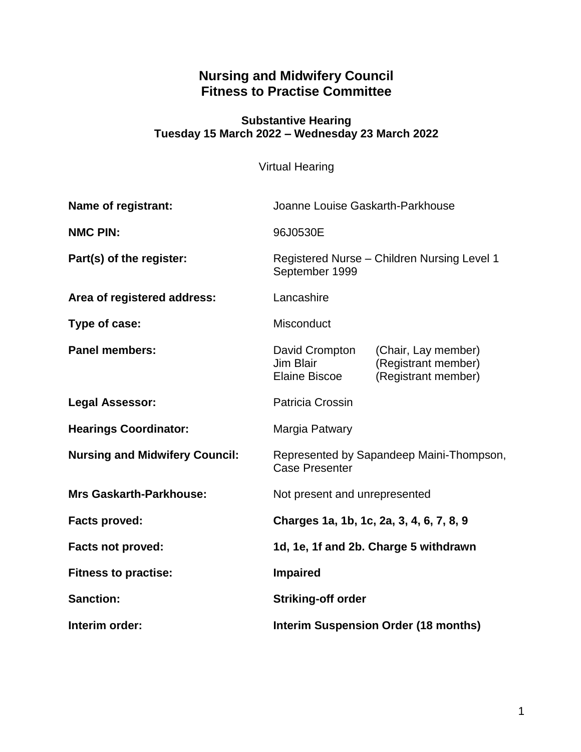# Nursing and Midwifery Council
# Fitness to Practise Committee

### Substantive Hearing
### Tuesday 15 March 2022 – Wednesday 23 March 2022

Virtual Hearing

| | |
|---|---|
| **Name of registrant:** | Joanne Louise Gaskarth-Parkhouse |
| **NMC PIN:** | 96J0530E |
| **Part(s) of the register:** | Registered Nurse – Children Nursing Level 1 September 1999 |
| **Area of registered address:** | Lancashire |
| **Type of case:** | Misconduct |
| **Panel members:** | David Crompton (Chair, Lay member)<br>Jim Blair (Registrant member)<br>Elaine Biscoe (Registrant member) |
| **Legal Assessor:** | Patricia Crossin |
| **Hearings Coordinator:** | Margia Patwary |
| **Nursing and Midwifery Council:** | Represented by Sapandeep Maini-Thompson, Case Presenter |
| **Mrs Gaskarth-Parkhouse:** | Not present and unrepresented |
| **Facts proved:** | **Charges 1a, 1b, 1c, 2a, 3, 4, 6, 7, 8, 9** |
| **Facts not proved:** | **1d, 1e, 1f and 2b. Charge 5 withdrawn** |
| **Fitness to practise:** | **Impaired** |
| **Sanction:** | **Striking-off order** |
| **Interim order:** | **Interim Suspension Order (18 months)** |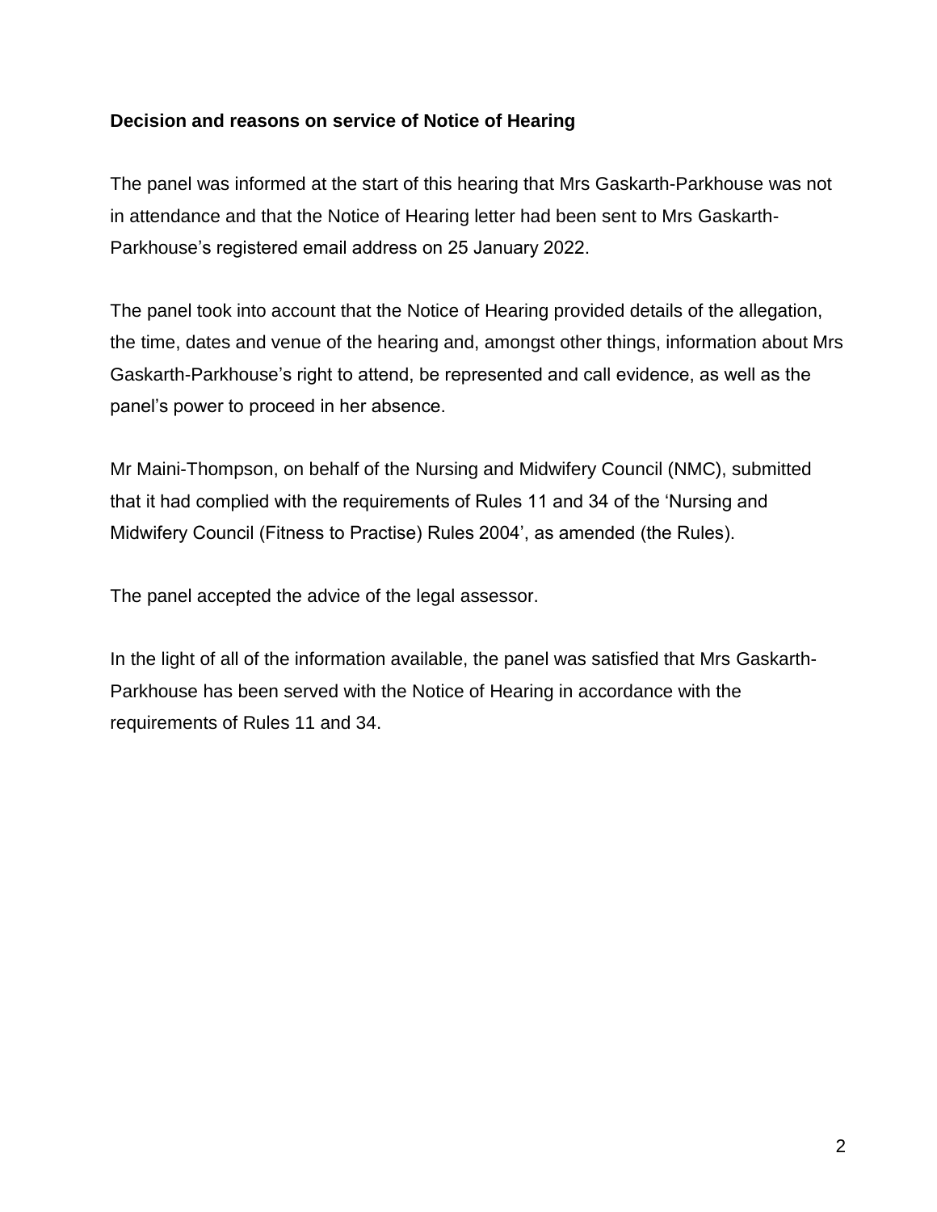**Decision and reasons on service of Notice of Hearing**

The panel was informed at the start of this hearing that Mrs Gaskarth-Parkhouse was not in attendance and that the Notice of Hearing letter had been sent to Mrs Gaskarth-Parkhouse's registered email address on 25 January 2022.

The panel took into account that the Notice of Hearing provided details of the allegation, the time, dates and venue of the hearing and, amongst other things, information about Mrs Gaskarth-Parkhouse's right to attend, be represented and call evidence, as well as the panel's power to proceed in her absence.

Mr Maini-Thompson, on behalf of the Nursing and Midwifery Council (NMC), submitted that it had complied with the requirements of Rules 11 and 34 of the 'Nursing and Midwifery Council (Fitness to Practise) Rules 2004', as amended (the Rules).

The panel accepted the advice of the legal assessor.

In the light of all of the information available, the panel was satisfied that Mrs Gaskarth-Parkhouse has been served with the Notice of Hearing in accordance with the requirements of Rules 11 and 34.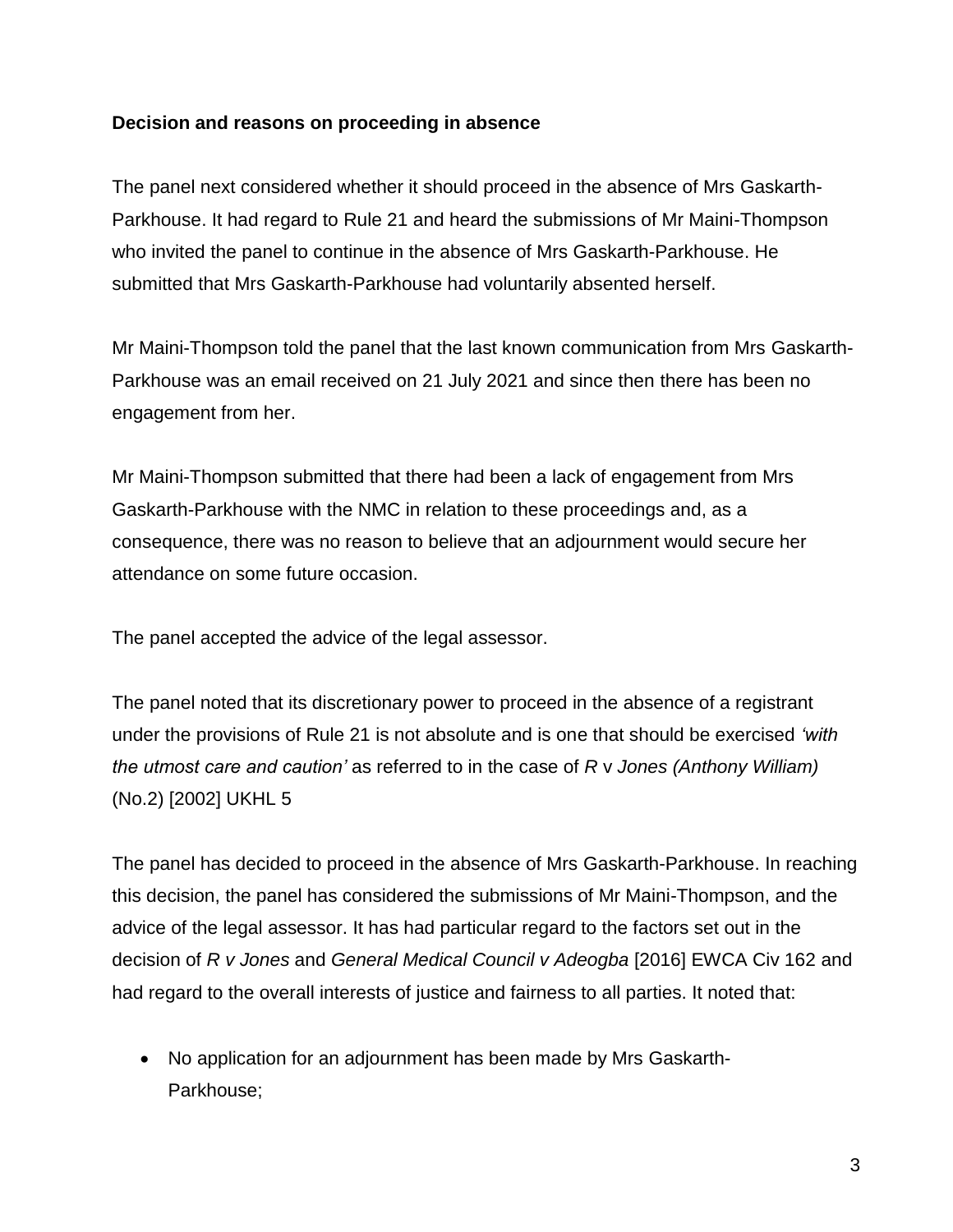**Decision and reasons on proceeding in absence**

The panel next considered whether it should proceed in the absence of Mrs Gaskarth-Parkhouse. It had regard to Rule 21 and heard the submissions of Mr Maini-Thompson who invited the panel to continue in the absence of Mrs Gaskarth-Parkhouse. He submitted that Mrs Gaskarth-Parkhouse had voluntarily absented herself.

Mr Maini-Thompson told the panel that the last known communication from Mrs Gaskarth-Parkhouse was an email received on 21 July 2021 and since then there has been no engagement from her.

Mr Maini-Thompson submitted that there had been a lack of engagement from Mrs Gaskarth-Parkhouse with the NMC in relation to these proceedings and, as a consequence, there was no reason to believe that an adjournment would secure her attendance on some future occasion.

The panel accepted the advice of the legal assessor.

The panel noted that its discretionary power to proceed in the absence of a registrant under the provisions of Rule 21 is not absolute and is one that should be exercised *'with the utmost care and caution'* as referred to in the case of *R* v *Jones (Anthony William)* (No.2) [2002] UKHL 5

The panel has decided to proceed in the absence of Mrs Gaskarth-Parkhouse. In reaching this decision, the panel has considered the submissions of Mr Maini-Thompson, and the advice of the legal assessor. It has had particular regard to the factors set out in the decision of *R v Jones* and *General Medical Council v Adeogba* [2016] EWCA Civ 162 and had regard to the overall interests of justice and fairness to all parties. It noted that:

- No application for an adjournment has been made by Mrs Gaskarth-Parkhouse;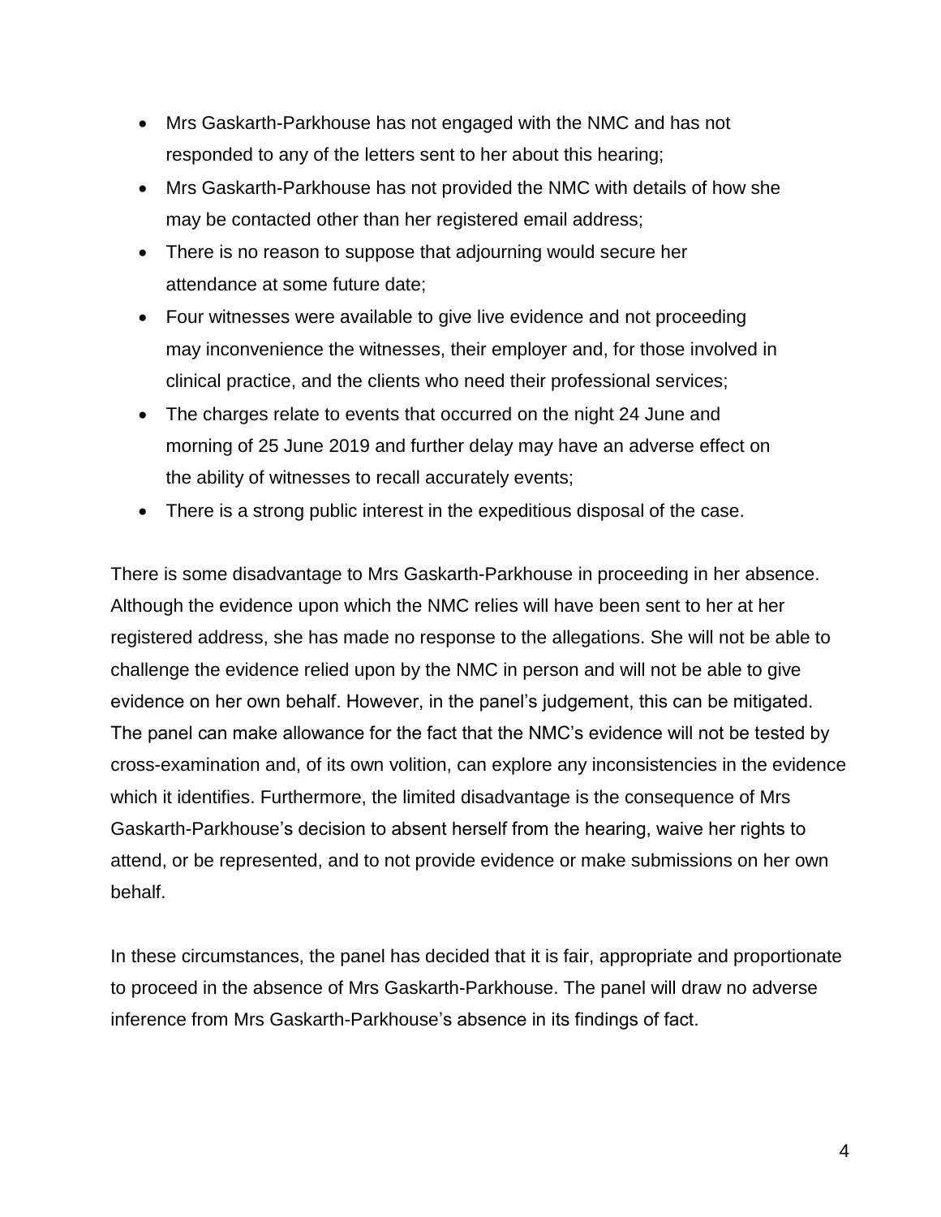- Mrs Gaskarth-Parkhouse has not engaged with the NMC and has not responded to any of the letters sent to her about this hearing;
- Mrs Gaskarth-Parkhouse has not provided the NMC with details of how she may be contacted other than her registered email address;
- There is no reason to suppose that adjourning would secure her attendance at some future date;
- Four witnesses were available to give live evidence and not proceeding may inconvenience the witnesses, their employer and, for those involved in clinical practice, and the clients who need their professional services;
- The charges relate to events that occurred on the night 24 June and morning of 25 June 2019 and further delay may have an adverse effect on the ability of witnesses to recall accurately events;
- There is a strong public interest in the expeditious disposal of the case.

There is some disadvantage to Mrs Gaskarth-Parkhouse in proceeding in her absence. Although the evidence upon which the NMC relies will have been sent to her at her registered address, she has made no response to the allegations. She will not be able to challenge the evidence relied upon by the NMC in person and will not be able to give evidence on her own behalf. However, in the panel's judgement, this can be mitigated. The panel can make allowance for the fact that the NMC's evidence will not be tested by cross-examination and, of its own volition, can explore any inconsistencies in the evidence which it identifies. Furthermore, the limited disadvantage is the consequence of Mrs Gaskarth-Parkhouse's decision to absent herself from the hearing, waive her rights to attend, or be represented, and to not provide evidence or make submissions on her own behalf.

In these circumstances, the panel has decided that it is fair, appropriate and proportionate to proceed in the absence of Mrs Gaskarth-Parkhouse. The panel will draw no adverse inference from Mrs Gaskarth-Parkhouse's absence in its findings of fact.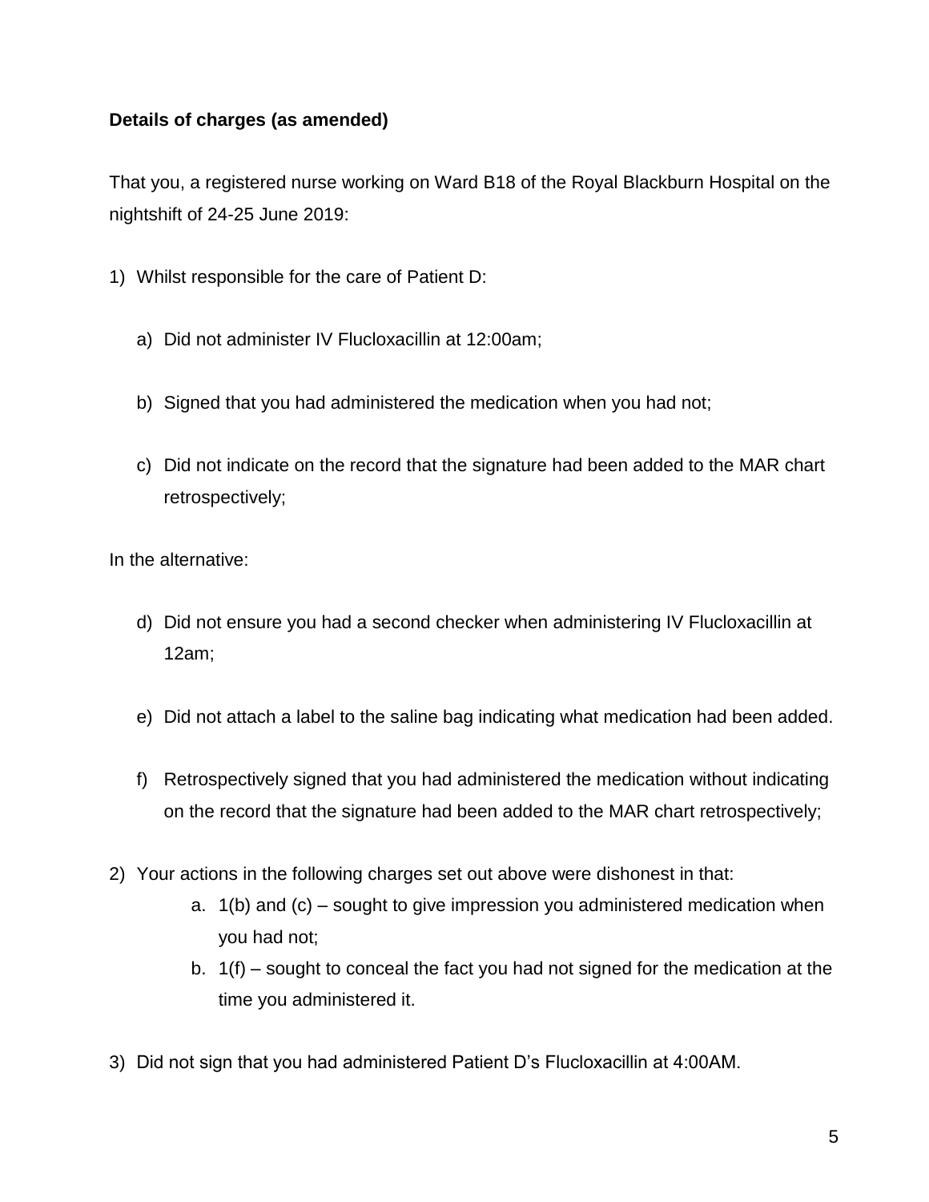**Details of charges (as amended)**

That you, a registered nurse working on Ward B18 of the Royal Blackburn Hospital on the nightshift of 24-25 June 2019:

1) Whilst responsible for the care of Patient D:

    a) Did not administer IV Flucloxacillin at 12:00am;

    b) Signed that you had administered the medication when you had not;

    c) Did not indicate on the record that the signature had been added to the MAR chart retrospectively;

In the alternative:

    d) Did not ensure you had a second checker when administering IV Flucloxacillin at 12am;

    e) Did not attach a label to the saline bag indicating what medication had been added.

    f) Retrospectively signed that you had administered the medication without indicating on the record that the signature had been added to the MAR chart retrospectively;

2) Your actions in the following charges set out above were dishonest in that:

    a. 1(b) and (c) – sought to give impression you administered medication when you had not;

    b. 1(f) – sought to conceal the fact you had not signed for the medication at the time you administered it.

3) Did not sign that you had administered Patient D's Flucloxacillin at 4:00AM.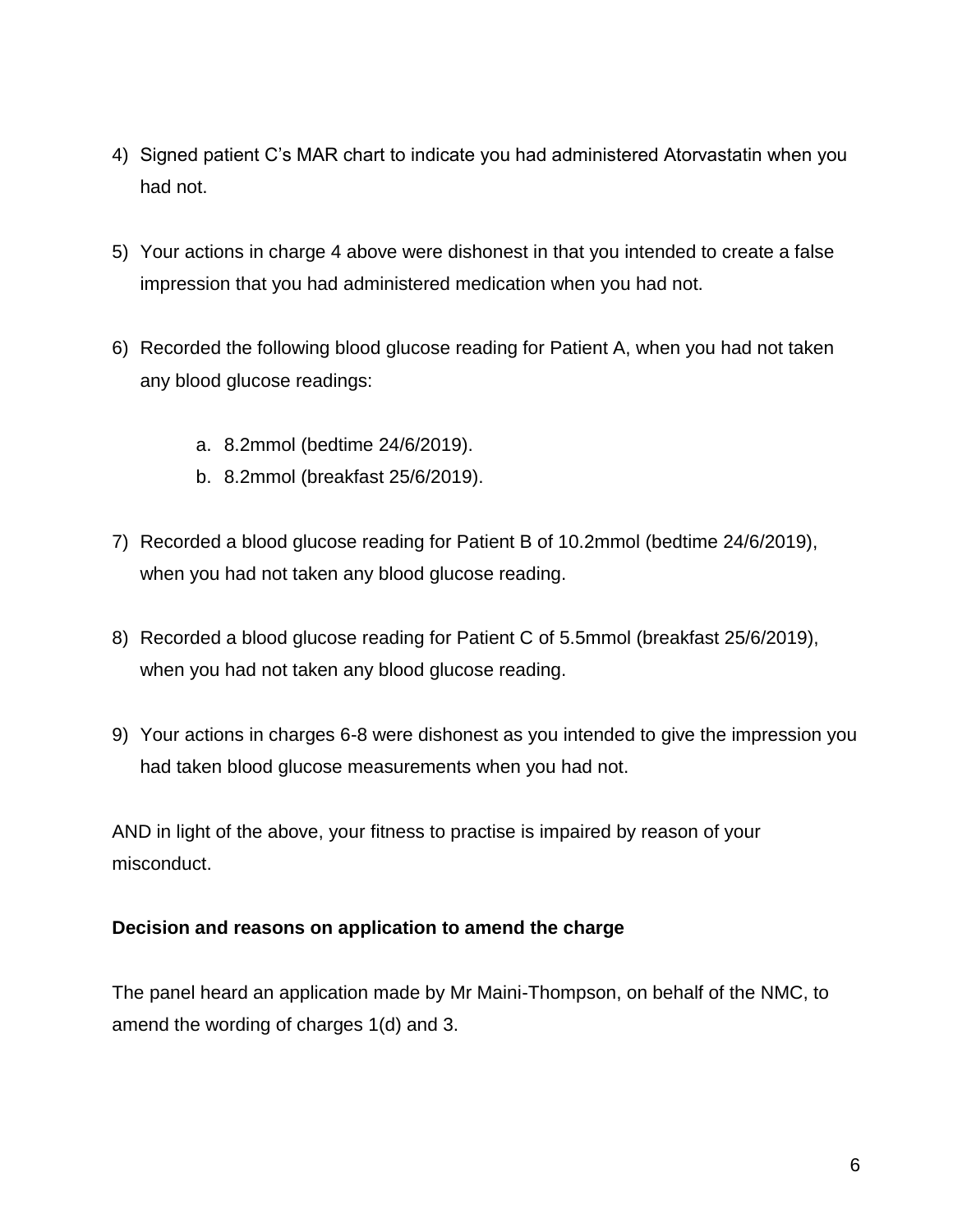4) Signed patient C's MAR chart to indicate you had administered Atorvastatin when you had not.

5) Your actions in charge 4 above were dishonest in that you intended to create a false impression that you had administered medication when you had not.

6) Recorded the following blood glucose reading for Patient A, when you had not taken any blood glucose readings:

    a. 8.2mmol (bedtime 24/6/2019).
    b. 8.2mmol (breakfast 25/6/2019).

7) Recorded a blood glucose reading for Patient B of 10.2mmol (bedtime 24/6/2019), when you had not taken any blood glucose reading.

8) Recorded a blood glucose reading for Patient C of 5.5mmol (breakfast 25/6/2019), when you had not taken any blood glucose reading.

9) Your actions in charges 6-8 were dishonest as you intended to give the impression you had taken blood glucose measurements when you had not.

AND in light of the above, your fitness to practise is impaired by reason of your misconduct.

**Decision and reasons on application to amend the charge**

The panel heard an application made by Mr Maini-Thompson, on behalf of the NMC, to amend the wording of charges 1(d) and 3.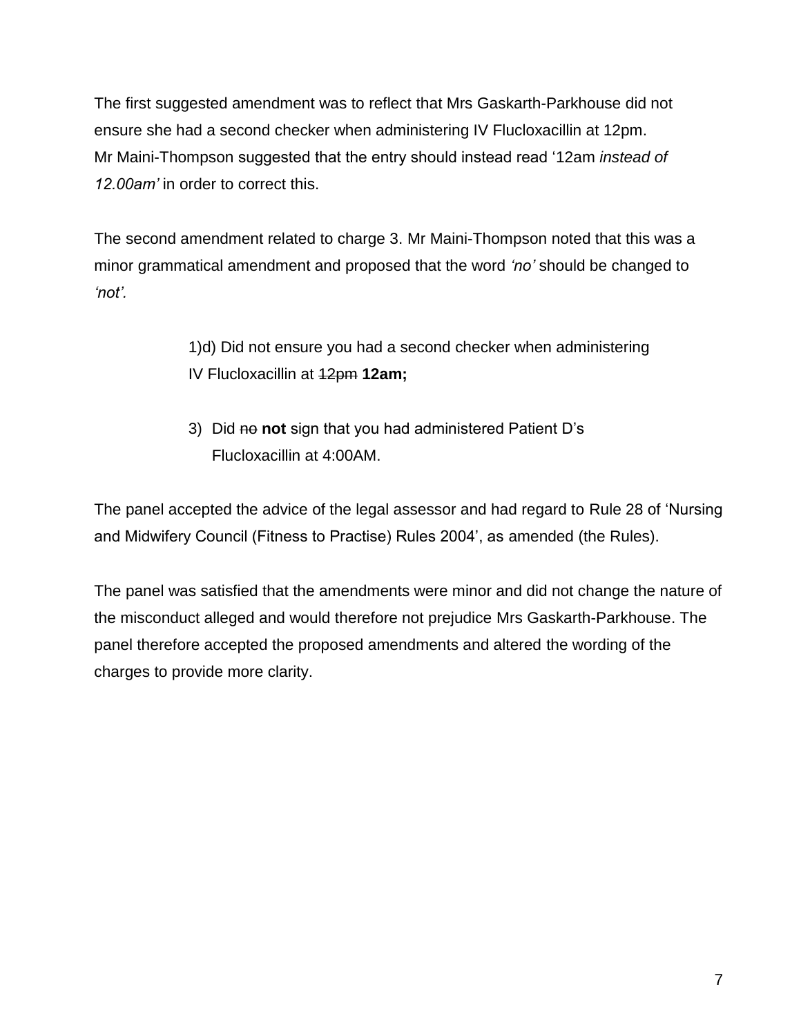The first suggested amendment was to reflect that Mrs Gaskarth-Parkhouse did not ensure she had a second checker when administering IV Flucloxacillin at 12pm. Mr Maini-Thompson suggested that the entry should instead read '12am *instead of 12.00am'* in order to correct this.

The second amendment related to charge 3. Mr Maini-Thompson noted that this was a minor grammatical amendment and proposed that the word *'no'* should be changed to *'not'.*

> 1)d) Did not ensure you had a second checker when administering IV Flucloxacillin at ~~12pm~~ **12am;**
>
> 3) Did ~~no~~ **not** sign that you had administered Patient D's Flucloxacillin at 4:00AM.

The panel accepted the advice of the legal assessor and had regard to Rule 28 of 'Nursing and Midwifery Council (Fitness to Practise) Rules 2004', as amended (the Rules).

The panel was satisfied that the amendments were minor and did not change the nature of the misconduct alleged and would therefore not prejudice Mrs Gaskarth-Parkhouse. The panel therefore accepted the proposed amendments and altered the wording of the charges to provide more clarity.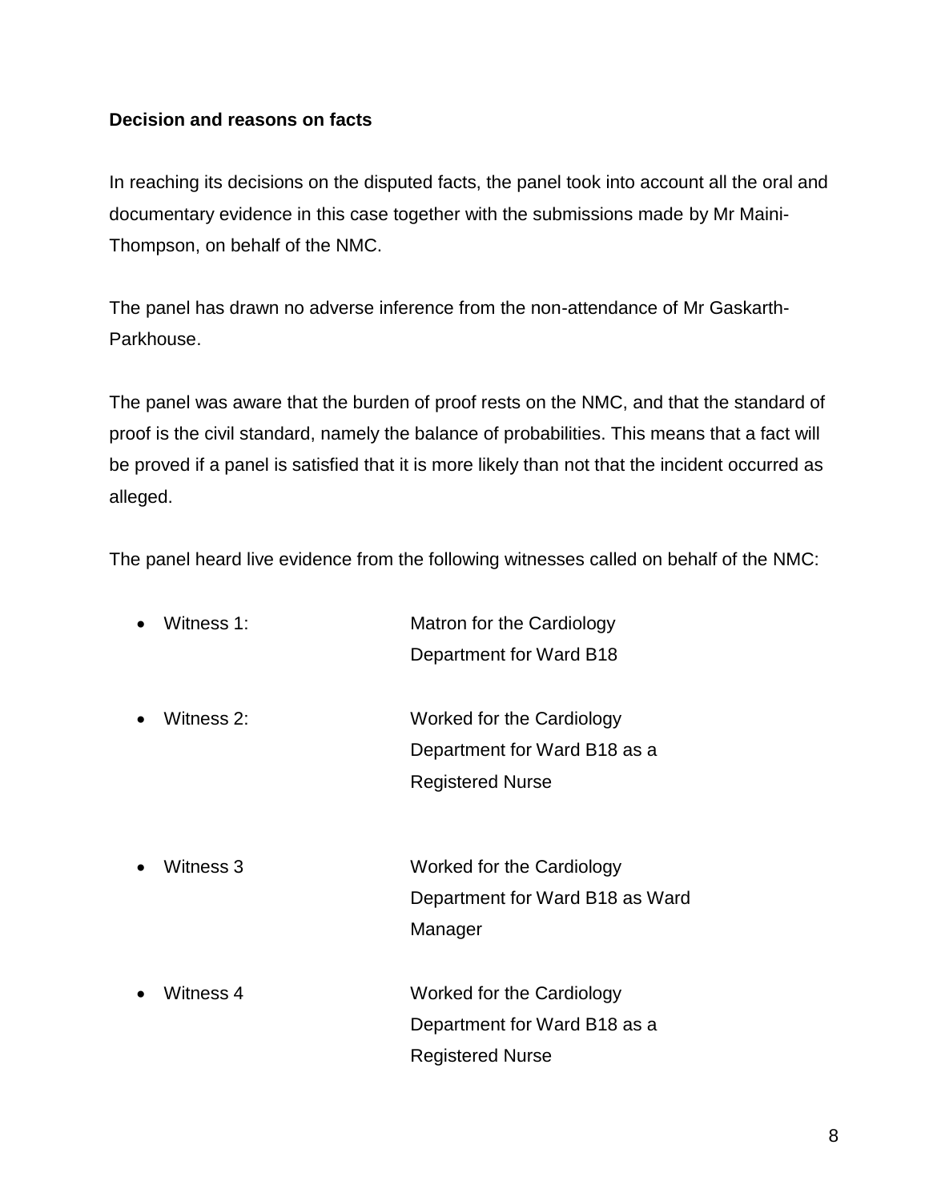**Decision and reasons on facts**

In reaching its decisions on the disputed facts, the panel took into account all the oral and documentary evidence in this case together with the submissions made by Mr Maini-Thompson, on behalf of the NMC.

The panel has drawn no adverse inference from the non-attendance of Mr Gaskarth-Parkhouse.

The panel was aware that the burden of proof rests on the NMC, and that the standard of proof is the civil standard, namely the balance of probabilities. This means that a fact will be proved if a panel is satisfied that it is more likely than not that the incident occurred as alleged.

The panel heard live evidence from the following witnesses called on behalf of the NMC:

- Witness 1: Matron for the Cardiology Department for Ward B18
- Witness 2: Worked for the Cardiology Department for Ward B18 as a Registered Nurse
- Witness 3 Worked for the Cardiology Department for Ward B18 as Ward Manager
- Witness 4 Worked for the Cardiology Department for Ward B18 as a Registered Nurse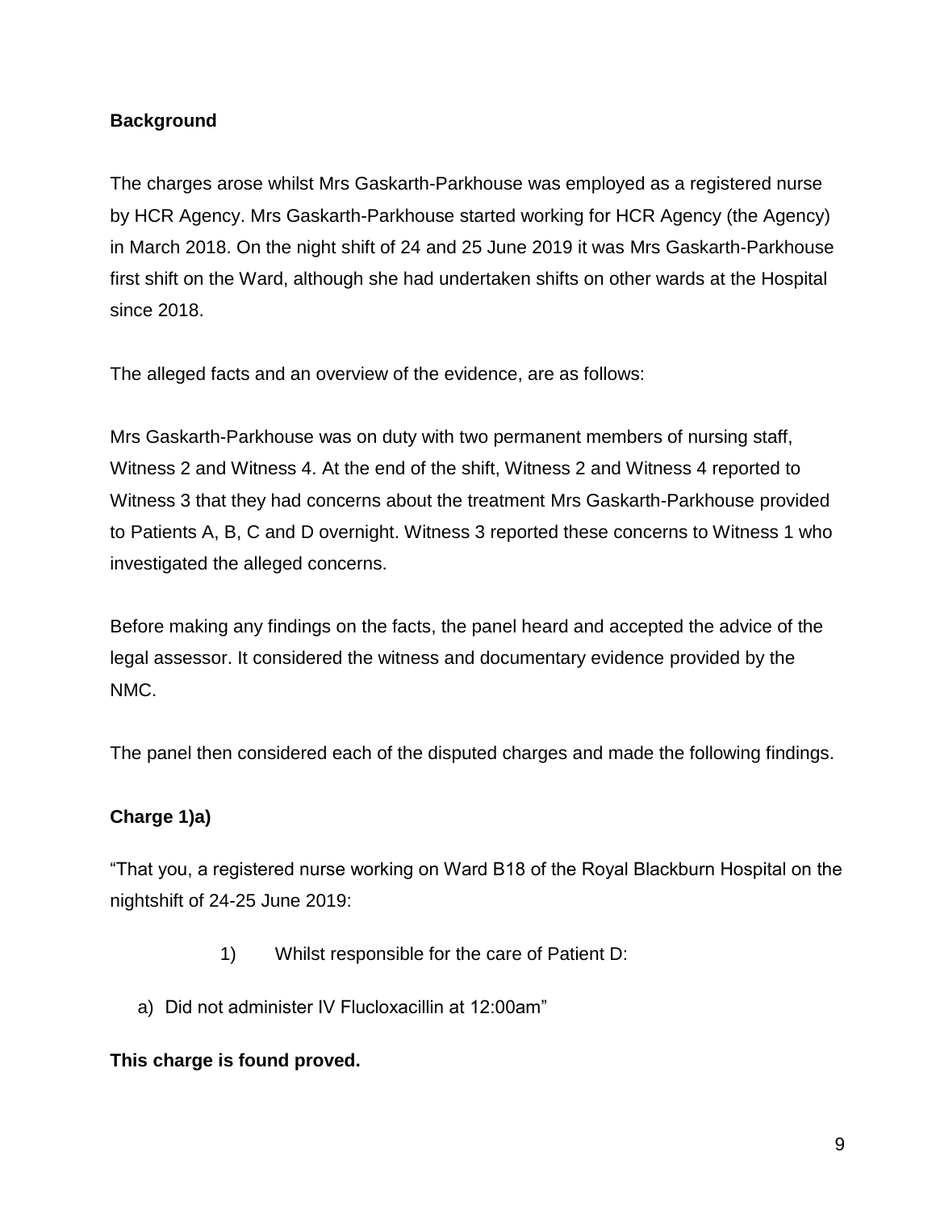**Background**

The charges arose whilst Mrs Gaskarth-Parkhouse was employed as a registered nurse by HCR Agency. Mrs Gaskarth-Parkhouse started working for HCR Agency (the Agency) in March 2018. On the night shift of 24 and 25 June 2019 it was Mrs Gaskarth-Parkhouse first shift on the Ward, although she had undertaken shifts on other wards at the Hospital since 2018.

The alleged facts and an overview of the evidence, are as follows:

Mrs Gaskarth-Parkhouse was on duty with two permanent members of nursing staff, Witness 2 and Witness 4. At the end of the shift, Witness 2 and Witness 4 reported to Witness 3 that they had concerns about the treatment Mrs Gaskarth-Parkhouse provided to Patients A, B, C and D overnight. Witness 3 reported these concerns to Witness 1 who investigated the alleged concerns.

Before making any findings on the facts, the panel heard and accepted the advice of the legal assessor. It considered the witness and documentary evidence provided by the NMC.

The panel then considered each of the disputed charges and made the following findings.

**Charge 1)a)**

"That you, a registered nurse working on Ward B18 of the Royal Blackburn Hospital on the nightshift of 24-25 June 2019:

1) Whilst responsible for the care of Patient D:

a) Did not administer IV Flucloxacillin at 12:00am"

**This charge is found proved.**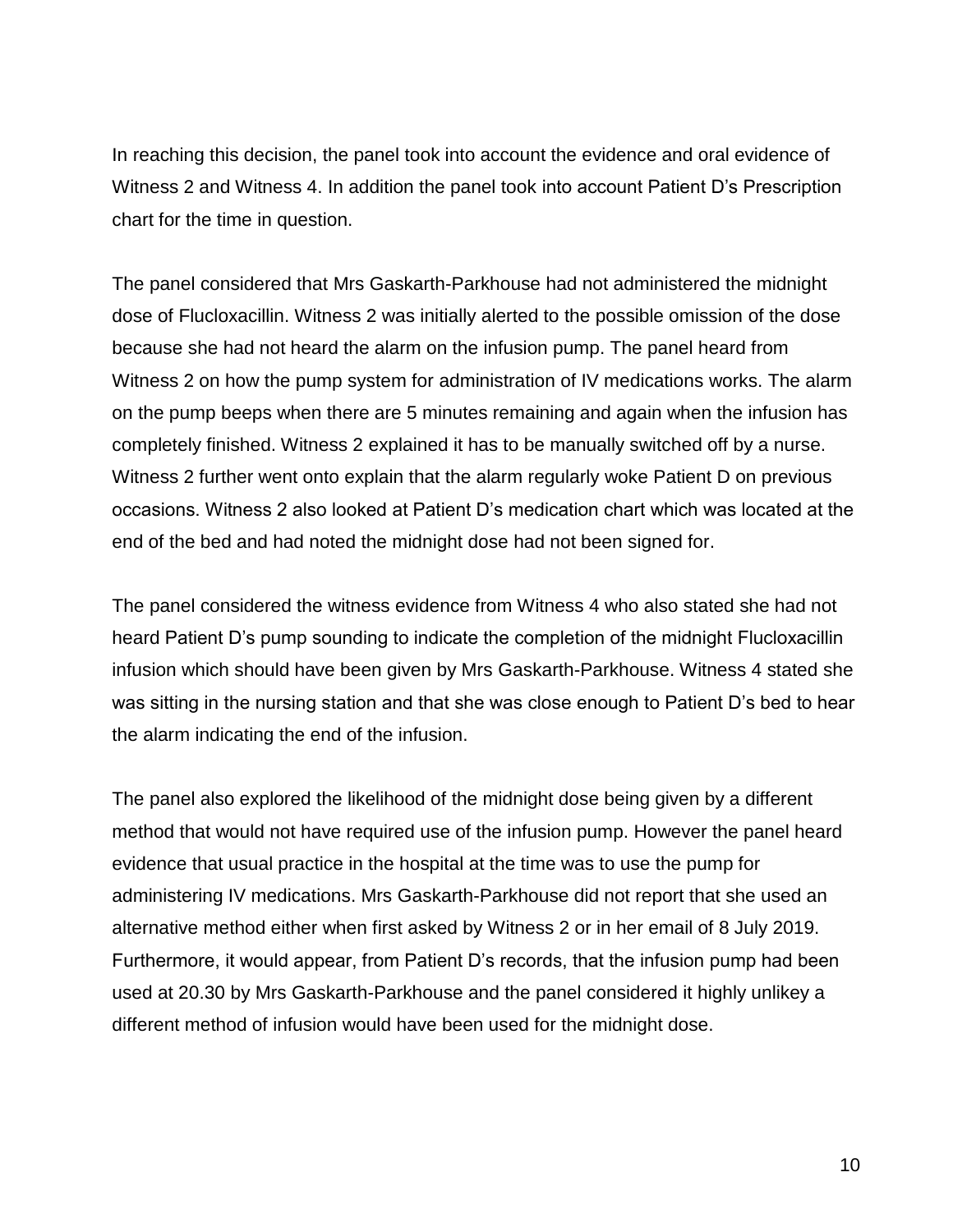In reaching this decision, the panel took into account the evidence and oral evidence of Witness 2 and Witness 4. In addition the panel took into account Patient D's Prescription chart for the time in question.

The panel considered that Mrs Gaskarth-Parkhouse had not administered the midnight dose of Flucloxacillin. Witness 2 was initially alerted to the possible omission of the dose because she had not heard the alarm on the infusion pump. The panel heard from Witness 2 on how the pump system for administration of IV medications works. The alarm on the pump beeps when there are 5 minutes remaining and again when the infusion has completely finished. Witness 2 explained it has to be manually switched off by a nurse. Witness 2 further went onto explain that the alarm regularly woke Patient D on previous occasions. Witness 2 also looked at Patient D's medication chart which was located at the end of the bed and had noted the midnight dose had not been signed for.

The panel considered the witness evidence from Witness 4 who also stated she had not heard Patient D's pump sounding to indicate the completion of the midnight Flucloxacillin infusion which should have been given by Mrs Gaskarth-Parkhouse. Witness 4 stated she was sitting in the nursing station and that she was close enough to Patient D's bed to hear the alarm indicating the end of the infusion.

The panel also explored the likelihood of the midnight dose being given by a different method that would not have required use of the infusion pump. However the panel heard evidence that usual practice in the hospital at the time was to use the pump for administering IV medications. Mrs Gaskarth-Parkhouse did not report that she used an alternative method either when first asked by Witness 2 or in her email of 8 July 2019. Furthermore, it would appear, from Patient D's records, that the infusion pump had been used at 20.30 by Mrs Gaskarth-Parkhouse and the panel considered it highly unlikey a different method of infusion would have been used for the midnight dose.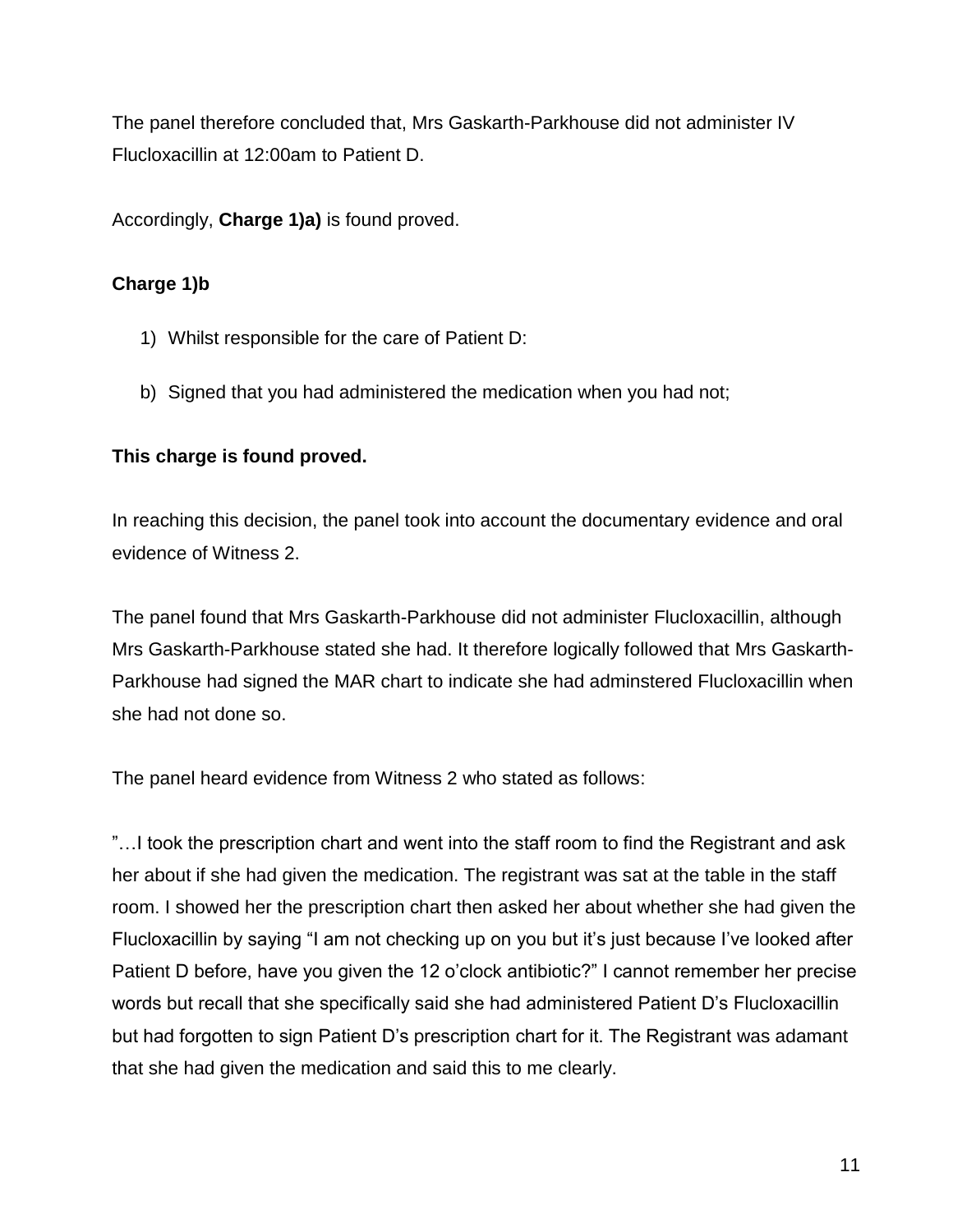The panel therefore concluded that, Mrs Gaskarth-Parkhouse did not administer IV Flucloxacillin at 12:00am to Patient D.

Accordingly, **Charge 1)a)** is found proved.

**Charge 1)b**

1) Whilst responsible for the care of Patient D:

b) Signed that you had administered the medication when you had not;

**This charge is found proved.**

In reaching this decision, the panel took into account the documentary evidence and oral evidence of Witness 2.

The panel found that Mrs Gaskarth-Parkhouse did not administer Flucloxacillin, although Mrs Gaskarth-Parkhouse stated she had. It therefore logically followed that Mrs Gaskarth-Parkhouse had signed the MAR chart to indicate she had adminstered Flucloxacillin when she had not done so.

The panel heard evidence from Witness 2 who stated as follows:

"…I took the prescription chart and went into the staff room to find the Registrant and ask her about if she had given the medication. The registrant was sat at the table in the staff room. I showed her the prescription chart then asked her about whether she had given the Flucloxacillin by saying "I am not checking up on you but it's just because I've looked after Patient D before, have you given the 12 o'clock antibiotic?" I cannot remember her precise words but recall that she specifically said she had administered Patient D's Flucloxacillin but had forgotten to sign Patient D's prescription chart for it. The Registrant was adamant that she had given the medication and said this to me clearly.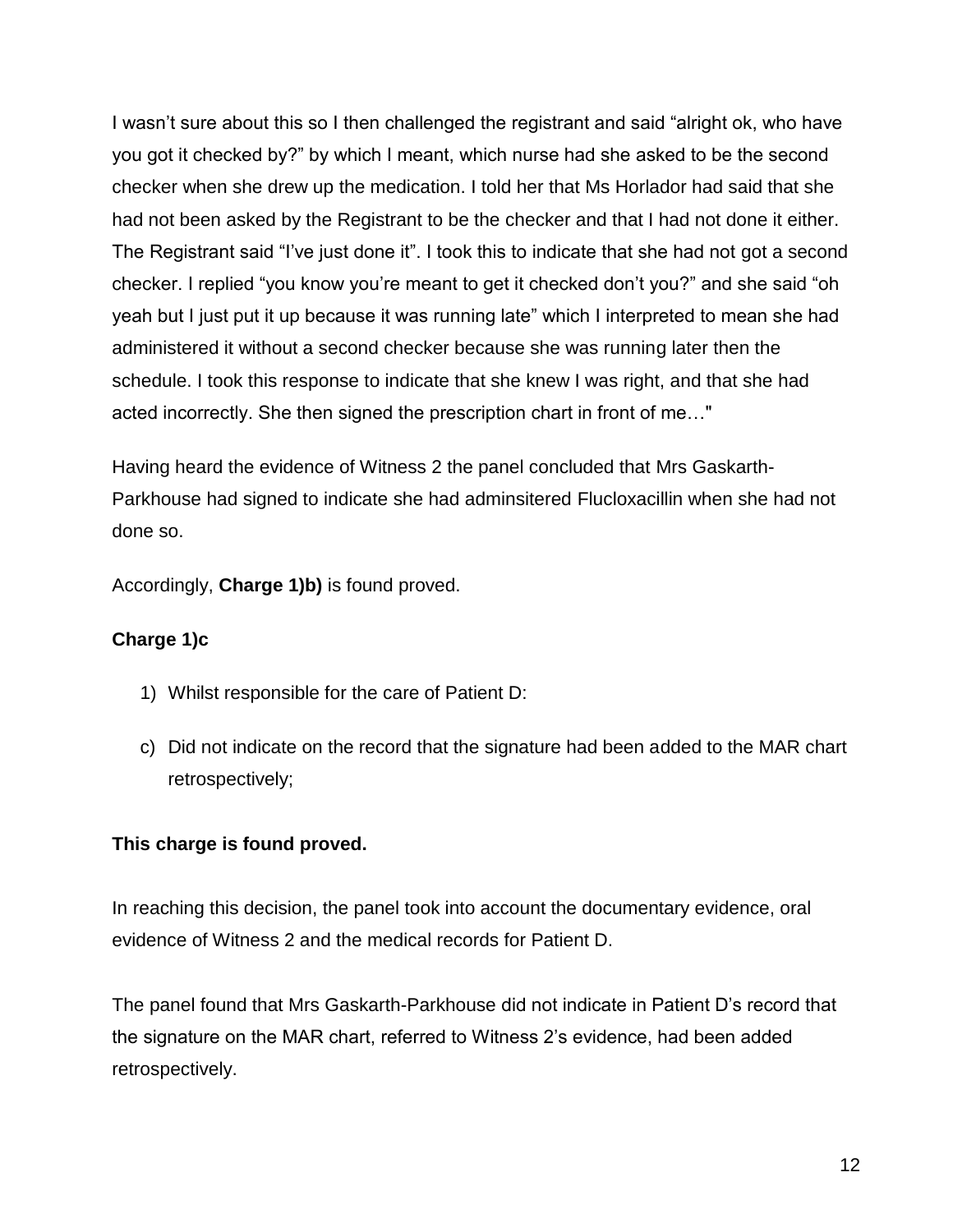I wasn't sure about this so I then challenged the registrant and said "alright ok, who have you got it checked by?" by which I meant, which nurse had she asked to be the second checker when she drew up the medication. I told her that Ms Horlador had said that she had not been asked by the Registrant to be the checker and that I had not done it either. The Registrant said "I've just done it". I took this to indicate that she had not got a second checker. I replied "you know you're meant to get it checked don't you?" and she said "oh yeah but I just put it up because it was running late" which I interpreted to mean she had administered it without a second checker because she was running later then the schedule. I took this response to indicate that she knew I was right, and that she had acted incorrectly. She then signed the prescription chart in front of me…"

Having heard the evidence of Witness 2 the panel concluded that Mrs Gaskarth-Parkhouse had signed to indicate she had adminsitered Flucloxacillin when she had not done so.

Accordingly, **Charge 1)b)** is found proved.

**Charge 1)c**

1) Whilst responsible for the care of Patient D:

c) Did not indicate on the record that the signature had been added to the MAR chart retrospectively;

**This charge is found proved.**

In reaching this decision, the panel took into account the documentary evidence, oral evidence of Witness 2 and the medical records for Patient D.

The panel found that Mrs Gaskarth-Parkhouse did not indicate in Patient D's record that the signature on the MAR chart, referred to Witness 2's evidence, had been added retrospectively.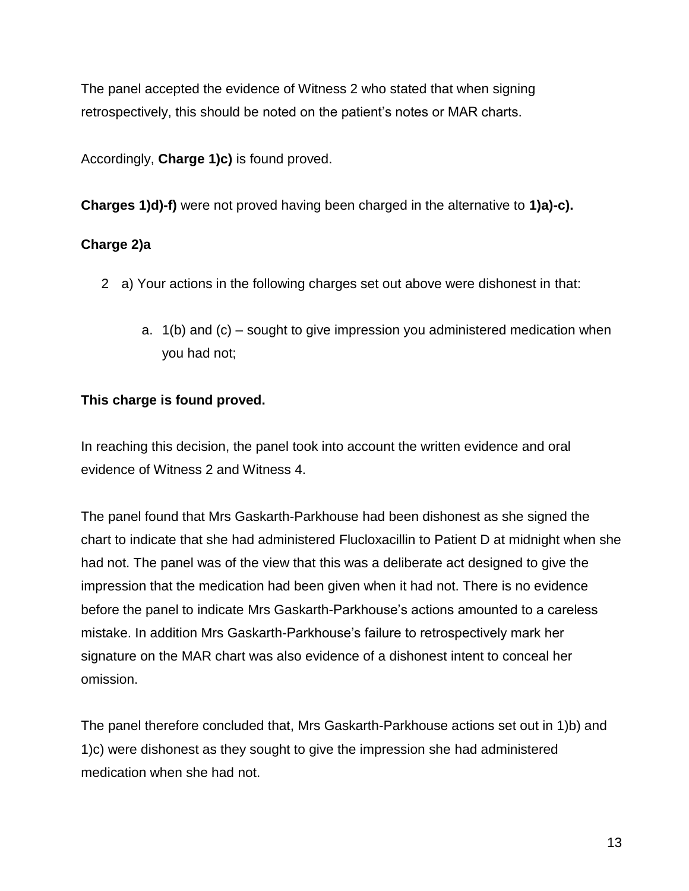The panel accepted the evidence of Witness 2 who stated that when signing retrospectively, this should be noted on the patient's notes or MAR charts.

Accordingly, **Charge 1)c)** is found proved.

**Charges 1)d)-f)** were not proved having been charged in the alternative to **1)a)-c).**

**Charge 2)a**

2 a) Your actions in the following charges set out above were dishonest in that:

a. 1(b) and (c) – sought to give impression you administered medication when you had not;

**This charge is found proved.**

In reaching this decision, the panel took into account the written evidence and oral evidence of Witness 2 and Witness 4.

The panel found that Mrs Gaskarth-Parkhouse had been dishonest as she signed the chart to indicate that she had administered Flucloxacillin to Patient D at midnight when she had not. The panel was of the view that this was a deliberate act designed to give the impression that the medication had been given when it had not. There is no evidence before the panel to indicate Mrs Gaskarth-Parkhouse's actions amounted to a careless mistake. In addition Mrs Gaskarth-Parkhouse's failure to retrospectively mark her signature on the MAR chart was also evidence of a dishonest intent to conceal her omission.

The panel therefore concluded that, Mrs Gaskarth-Parkhouse actions set out in 1)b) and 1)c) were dishonest as they sought to give the impression she had administered medication when she had not.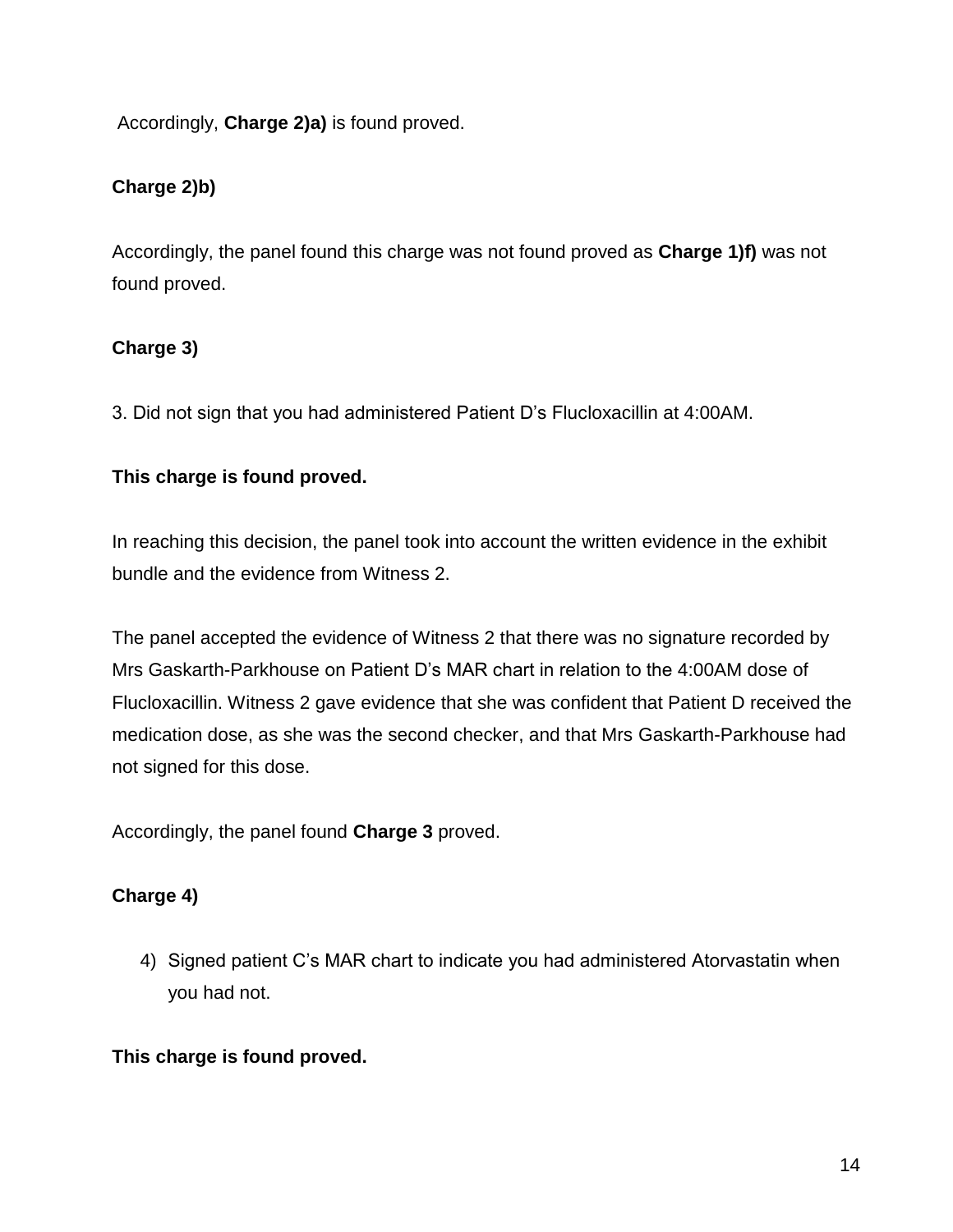Accordingly, **Charge 2)a)** is found proved.

**Charge 2)b)**

Accordingly, the panel found this charge was not found proved as **Charge 1)f)** was not found proved.

**Charge 3)**

3. Did not sign that you had administered Patient D's Flucloxacillin at 4:00AM.

**This charge is found proved.**

In reaching this decision, the panel took into account the written evidence in the exhibit bundle and the evidence from Witness 2.

The panel accepted the evidence of Witness 2 that there was no signature recorded by Mrs Gaskarth-Parkhouse on Patient D's MAR chart in relation to the 4:00AM dose of Flucloxacillin. Witness 2 gave evidence that she was confident that Patient D received the medication dose, as she was the second checker, and that Mrs Gaskarth-Parkhouse had not signed for this dose.

Accordingly, the panel found **Charge 3** proved.

**Charge 4)**

4) Signed patient C's MAR chart to indicate you had administered Atorvastatin when you had not.

**This charge is found proved.**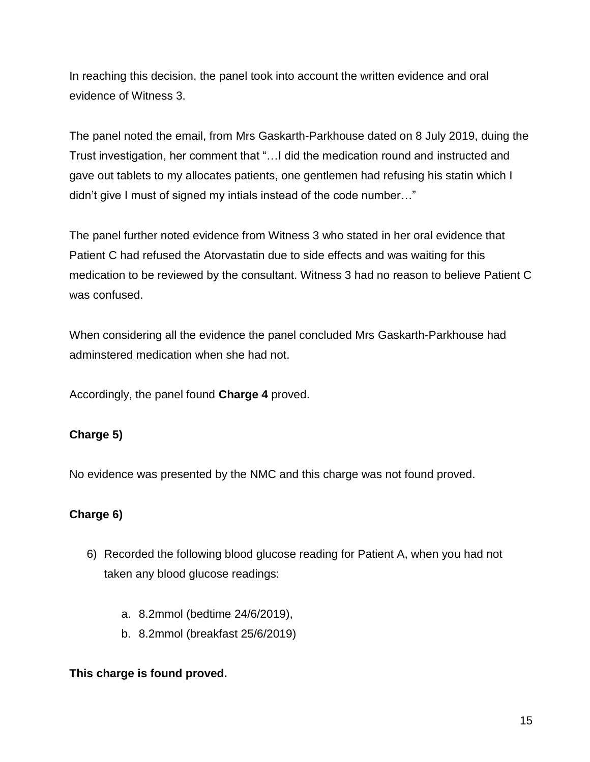In reaching this decision, the panel took into account the written evidence and oral evidence of Witness 3.

The panel noted the email, from Mrs Gaskarth-Parkhouse dated on 8 July 2019, duing the Trust investigation, her comment that "…I did the medication round and instructed and gave out tablets to my allocates patients, one gentlemen had refusing his statin which I didn't give I must of signed my intials instead of the code number…"

The panel further noted evidence from Witness 3 who stated in her oral evidence that Patient C had refused the Atorvastatin due to side effects and was waiting for this medication to be reviewed by the consultant. Witness 3 had no reason to believe Patient C was confused.

When considering all the evidence the panel concluded Mrs Gaskarth-Parkhouse had adminstered medication when she had not.

Accordingly, the panel found **Charge 4** proved.

**Charge 5)**

No evidence was presented by the NMC and this charge was not found proved.

**Charge 6)**

6) Recorded the following blood glucose reading for Patient A, when you had not taken any blood glucose readings:

   a. 8.2mmol (bedtime 24/6/2019),
   b. 8.2mmol (breakfast 25/6/2019)

**This charge is found proved.**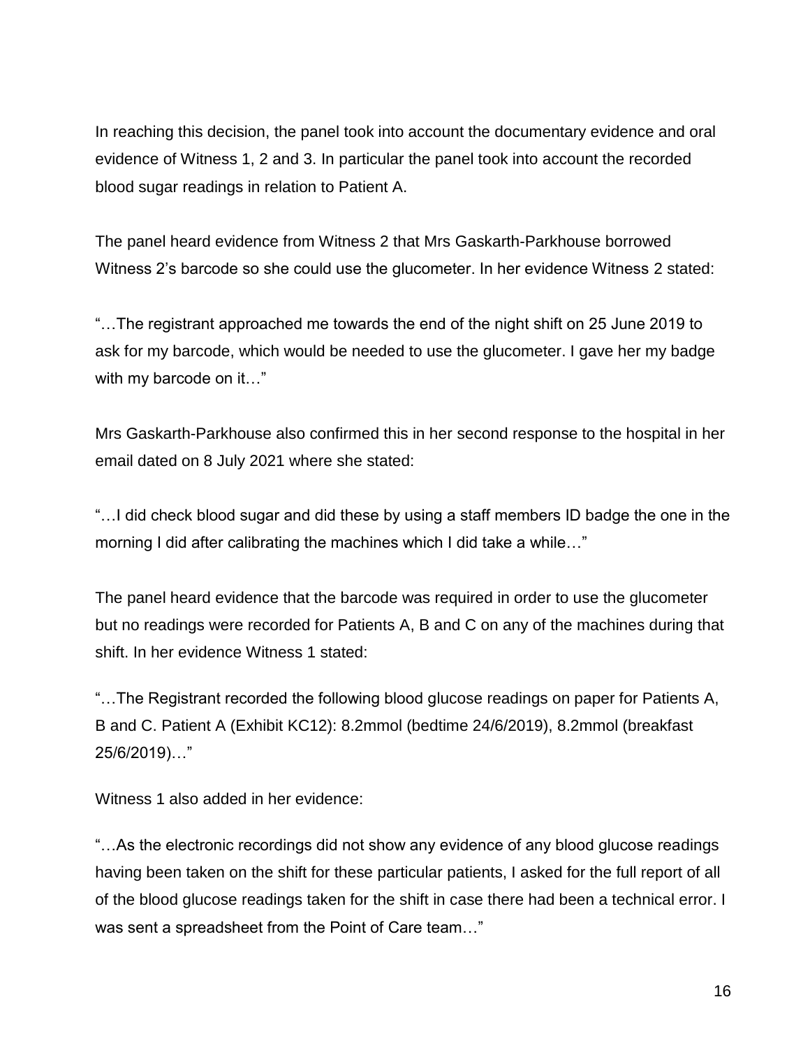In reaching this decision, the panel took into account the documentary evidence and oral evidence of Witness 1, 2 and 3. In particular the panel took into account the recorded blood sugar readings in relation to Patient A.

The panel heard evidence from Witness 2 that Mrs Gaskarth-Parkhouse borrowed Witness 2's barcode so she could use the glucometer. In her evidence Witness 2 stated:

"…The registrant approached me towards the end of the night shift on 25 June 2019 to ask for my barcode, which would be needed to use the glucometer. I gave her my badge with my barcode on it…"

Mrs Gaskarth-Parkhouse also confirmed this in her second response to the hospital in her email dated on 8 July 2021 where she stated:

"…I did check blood sugar and did these by using a staff members ID badge the one in the morning I did after calibrating the machines which I did take a while…"

The panel heard evidence that the barcode was required in order to use the glucometer but no readings were recorded for Patients A, B and C on any of the machines during that shift. In her evidence Witness 1 stated:

"…The Registrant recorded the following blood glucose readings on paper for Patients A, B and C. Patient A (Exhibit KC12): 8.2mmol (bedtime 24/6/2019), 8.2mmol (breakfast 25/6/2019)…"

Witness 1 also added in her evidence:

"…As the electronic recordings did not show any evidence of any blood glucose readings having been taken on the shift for these particular patients, I asked for the full report of all of the blood glucose readings taken for the shift in case there had been a technical error. I was sent a spreadsheet from the Point of Care team…"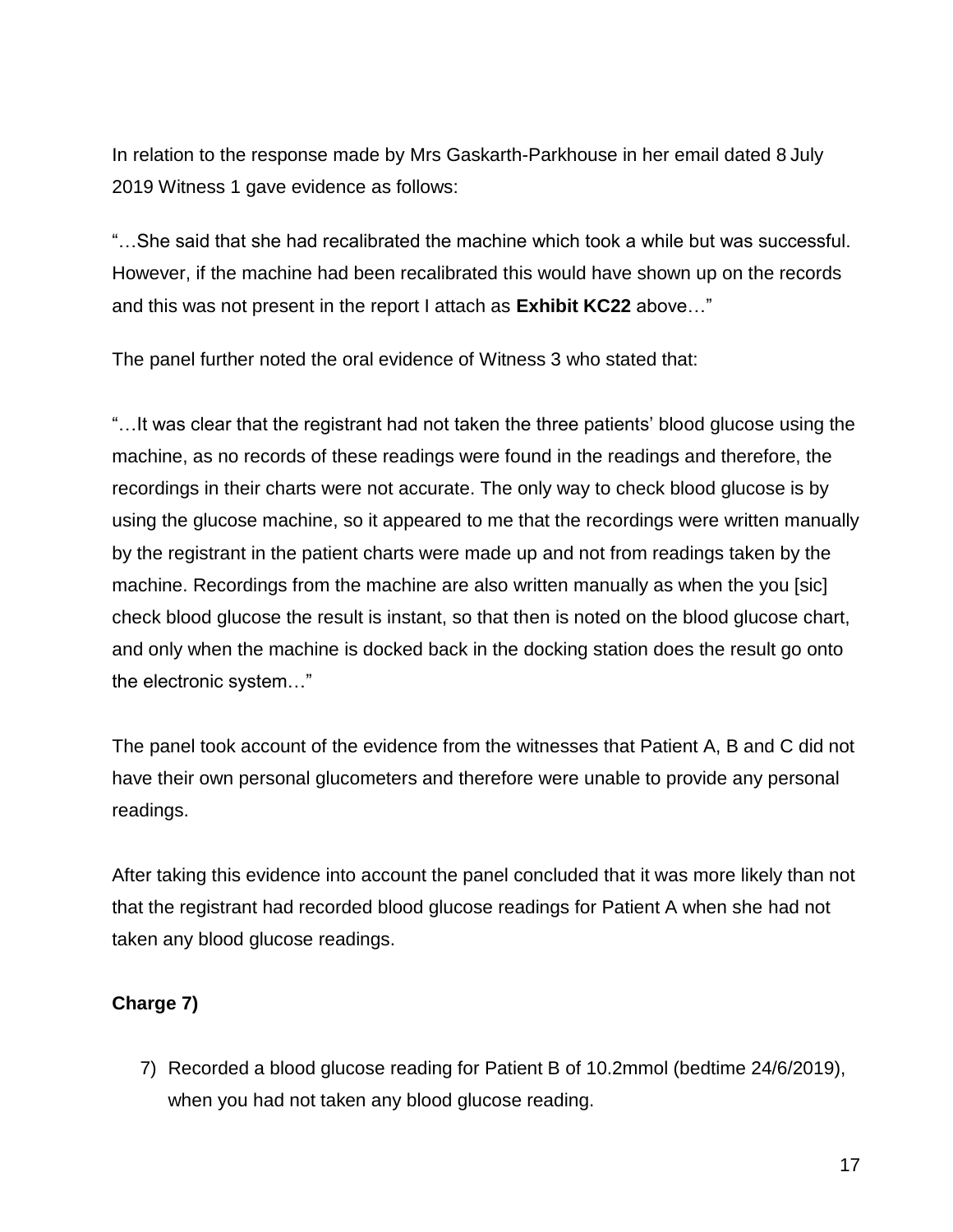In relation to the response made by Mrs Gaskarth-Parkhouse in her email dated 8 July 2019 Witness 1 gave evidence as follows:

"…She said that she had recalibrated the machine which took a while but was successful. However, if the machine had been recalibrated this would have shown up on the records and this was not present in the report I attach as **Exhibit KC22** above…"

The panel further noted the oral evidence of Witness 3 who stated that:

"…It was clear that the registrant had not taken the three patients' blood glucose using the machine, as no records of these readings were found in the readings and therefore, the recordings in their charts were not accurate. The only way to check blood glucose is by using the glucose machine, so it appeared to me that the recordings were written manually by the registrant in the patient charts were made up and not from readings taken by the machine. Recordings from the machine are also written manually as when the you [sic] check blood glucose the result is instant, so that then is noted on the blood glucose chart, and only when the machine is docked back in the docking station does the result go onto the electronic system…"

The panel took account of the evidence from the witnesses that Patient A, B and C did not have their own personal glucometers and therefore were unable to provide any personal readings.

After taking this evidence into account the panel concluded that it was more likely than not that the registrant had recorded blood glucose readings for Patient A when she had not taken any blood glucose readings.

**Charge 7)**

7) Recorded a blood glucose reading for Patient B of 10.2mmol (bedtime 24/6/2019), when you had not taken any blood glucose reading.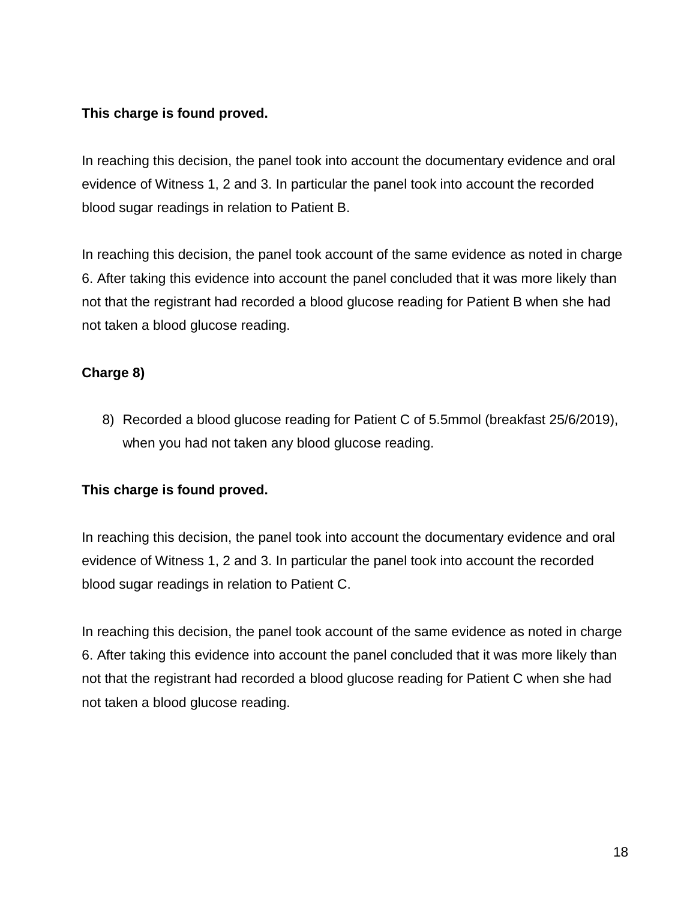**This charge is found proved.**

In reaching this decision, the panel took into account the documentary evidence and oral evidence of Witness 1, 2 and 3. In particular the panel took into account the recorded blood sugar readings in relation to Patient B.

In reaching this decision, the panel took account of the same evidence as noted in charge 6. After taking this evidence into account the panel concluded that it was more likely than not that the registrant had recorded a blood glucose reading for Patient B when she had not taken a blood glucose reading.

**Charge 8)**

8) Recorded a blood glucose reading for Patient C of 5.5mmol (breakfast 25/6/2019), when you had not taken any blood glucose reading.

**This charge is found proved.**

In reaching this decision, the panel took into account the documentary evidence and oral evidence of Witness 1, 2 and 3. In particular the panel took into account the recorded blood sugar readings in relation to Patient C.

In reaching this decision, the panel took account of the same evidence as noted in charge 6. After taking this evidence into account the panel concluded that it was more likely than not that the registrant had recorded a blood glucose reading for Patient C when she had not taken a blood glucose reading.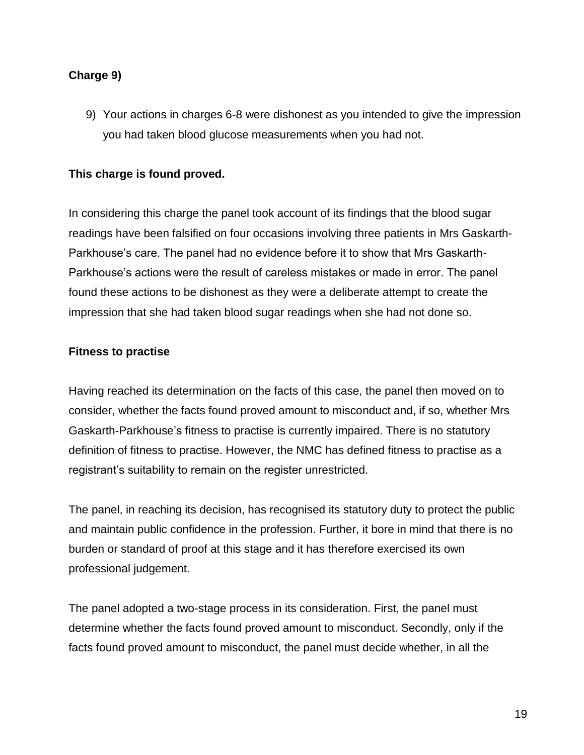**Charge 9)**

9) Your actions in charges 6-8 were dishonest as you intended to give the impression you had taken blood glucose measurements when you had not.

**This charge is found proved.**

In considering this charge the panel took account of its findings that the blood sugar readings have been falsified on four occasions involving three patients in Mrs Gaskarth-Parkhouse's care. The panel had no evidence before it to show that Mrs Gaskarth-Parkhouse's actions were the result of careless mistakes or made in error. The panel found these actions to be dishonest as they were a deliberate attempt to create the impression that she had taken blood sugar readings when she had not done so.

**Fitness to practise**

Having reached its determination on the facts of this case, the panel then moved on to consider, whether the facts found proved amount to misconduct and, if so, whether Mrs Gaskarth-Parkhouse's fitness to practise is currently impaired. There is no statutory definition of fitness to practise. However, the NMC has defined fitness to practise as a registrant's suitability to remain on the register unrestricted.

The panel, in reaching its decision, has recognised its statutory duty to protect the public and maintain public confidence in the profession. Further, it bore in mind that there is no burden or standard of proof at this stage and it has therefore exercised its own professional judgement.

The panel adopted a two-stage process in its consideration. First, the panel must determine whether the facts found proved amount to misconduct. Secondly, only if the facts found proved amount to misconduct, the panel must decide whether, in all the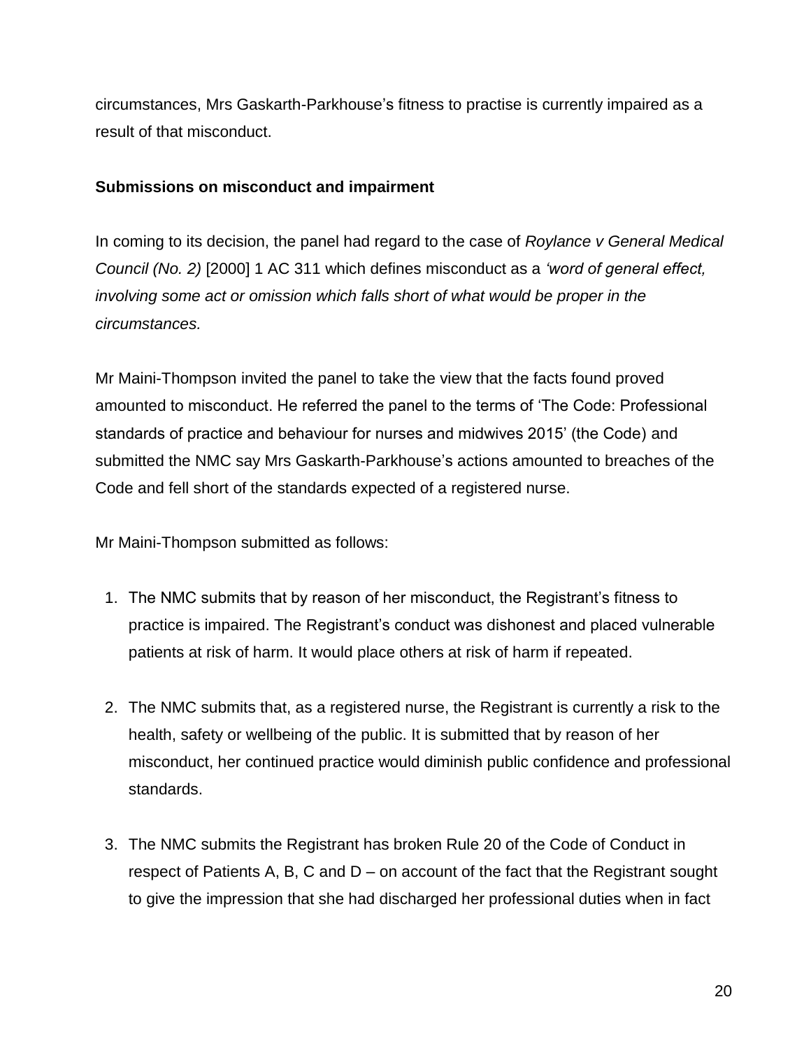circumstances, Mrs Gaskarth-Parkhouse's fitness to practise is currently impaired as a result of that misconduct.

**Submissions on misconduct and impairment**

In coming to its decision, the panel had regard to the case of *Roylance v General Medical Council (No. 2)* [2000] 1 AC 311 which defines misconduct as a *'word of general effect, involving some act or omission which falls short of what would be proper in the circumstances.*

Mr Maini-Thompson invited the panel to take the view that the facts found proved amounted to misconduct. He referred the panel to the terms of 'The Code: Professional standards of practice and behaviour for nurses and midwives 2015' (the Code) and submitted the NMC say Mrs Gaskarth-Parkhouse's actions amounted to breaches of the Code and fell short of the standards expected of a registered nurse.

Mr Maini-Thompson submitted as follows:

1. The NMC submits that by reason of her misconduct, the Registrant's fitness to practice is impaired. The Registrant's conduct was dishonest and placed vulnerable patients at risk of harm. It would place others at risk of harm if repeated.

2. The NMC submits that, as a registered nurse, the Registrant is currently a risk to the health, safety or wellbeing of the public. It is submitted that by reason of her misconduct, her continued practice would diminish public confidence and professional standards.

3. The NMC submits the Registrant has broken Rule 20 of the Code of Conduct in respect of Patients A, B, C and D – on account of the fact that the Registrant sought to give the impression that she had discharged her professional duties when in fact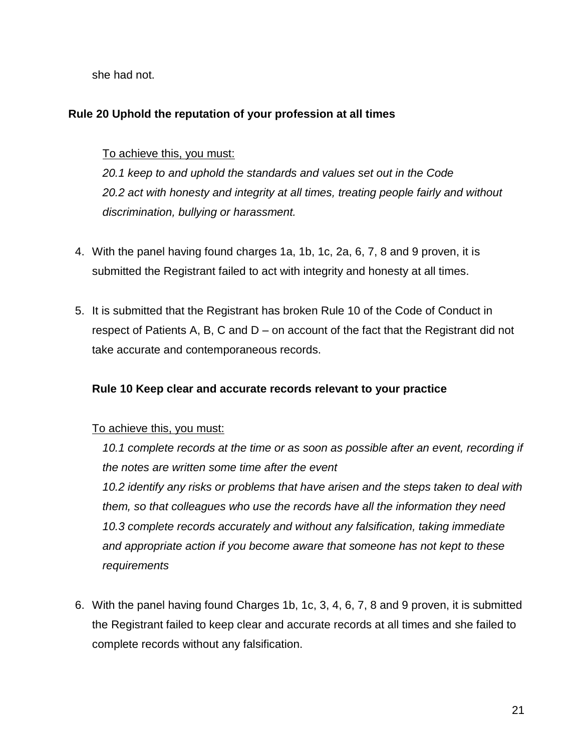she had not.

**Rule 20 Uphold the reputation of your profession at all times**

To achieve this, you must:
*20.1 keep to and uphold the standards and values set out in the Code*
*20.2 act with honesty and integrity at all times, treating people fairly and without discrimination, bullying or harassment.*

4. With the panel having found charges 1a, 1b, 1c, 2a, 6, 7, 8 and 9 proven, it is submitted the Registrant failed to act with integrity and honesty at all times.

5. It is submitted that the Registrant has broken Rule 10 of the Code of Conduct in respect of Patients A, B, C and D – on account of the fact that the Registrant did not take accurate and contemporaneous records.

**Rule 10 Keep clear and accurate records relevant to your practice**

To achieve this, you must:
*10.1 complete records at the time or as soon as possible after an event, recording if the notes are written some time after the event*
*10.2 identify any risks or problems that have arisen and the steps taken to deal with them, so that colleagues who use the records have all the information they need*
*10.3 complete records accurately and without any falsification, taking immediate and appropriate action if you become aware that someone has not kept to these requirements*

6. With the panel having found Charges 1b, 1c, 3, 4, 6, 7, 8 and 9 proven, it is submitted the Registrant failed to keep clear and accurate records at all times and she failed to complete records without any falsification.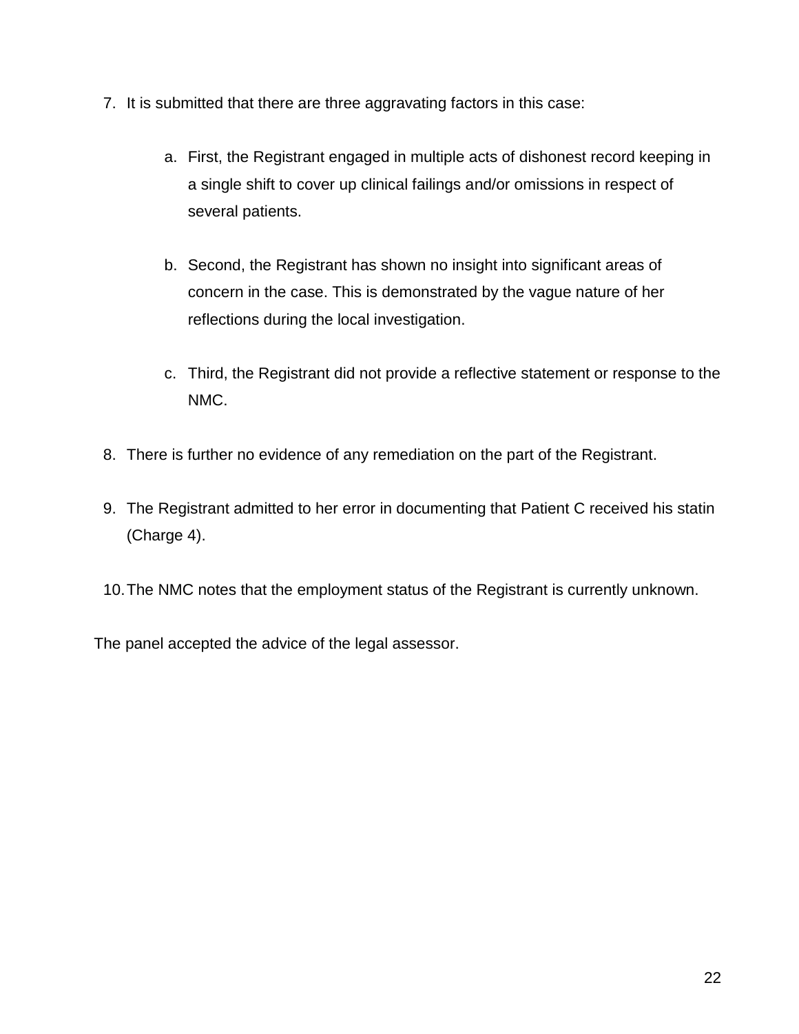7. It is submitted that there are three aggravating factors in this case:

    a. First, the Registrant engaged in multiple acts of dishonest record keeping in a single shift to cover up clinical failings and/or omissions in respect of several patients.

    b. Second, the Registrant has shown no insight into significant areas of concern in the case. This is demonstrated by the vague nature of her reflections during the local investigation.

    c. Third, the Registrant did not provide a reflective statement or response to the NMC.

8. There is further no evidence of any remediation on the part of the Registrant.

9. The Registrant admitted to her error in documenting that Patient C received his statin (Charge 4).

10. The NMC notes that the employment status of the Registrant is currently unknown.

The panel accepted the advice of the legal assessor.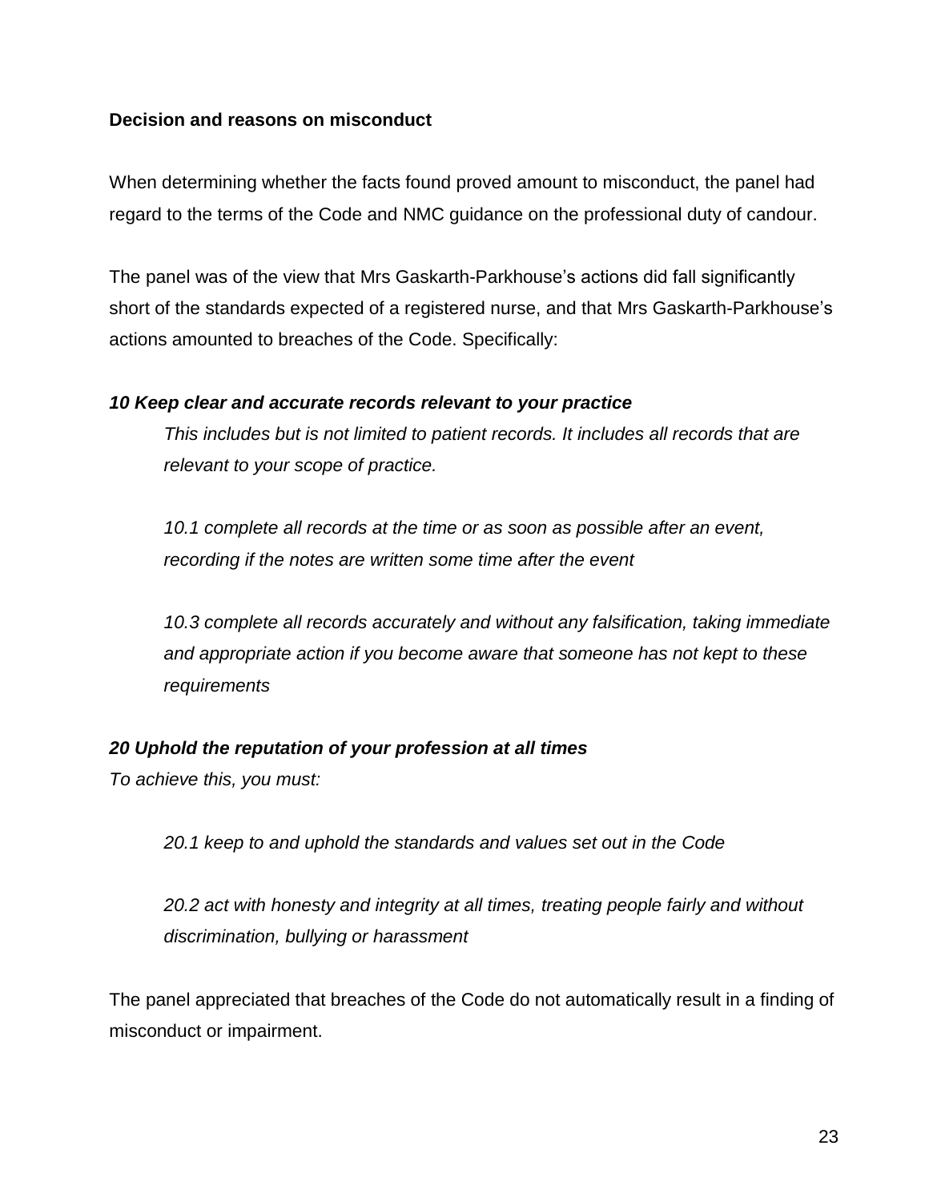**Decision and reasons on misconduct**

When determining whether the facts found proved amount to misconduct, the panel had regard to the terms of the Code and NMC guidance on the professional duty of candour.

The panel was of the view that Mrs Gaskarth-Parkhouse's actions did fall significantly short of the standards expected of a registered nurse, and that Mrs Gaskarth-Parkhouse's actions amounted to breaches of the Code. Specifically:

***10 Keep clear and accurate records relevant to your practice***

> *This includes but is not limited to patient records. It includes all records that are relevant to your scope of practice.*
>
> *10.1 complete all records at the time or as soon as possible after an event, recording if the notes are written some time after the event*
>
> *10.3 complete all records accurately and without any falsification, taking immediate and appropriate action if you become aware that someone has not kept to these requirements*

***20 Uphold the reputation of your profession at all times***

*To achieve this, you must:*

> *20.1 keep to and uphold the standards and values set out in the Code*
>
> *20.2 act with honesty and integrity at all times, treating people fairly and without discrimination, bullying or harassment*

The panel appreciated that breaches of the Code do not automatically result in a finding of misconduct or impairment.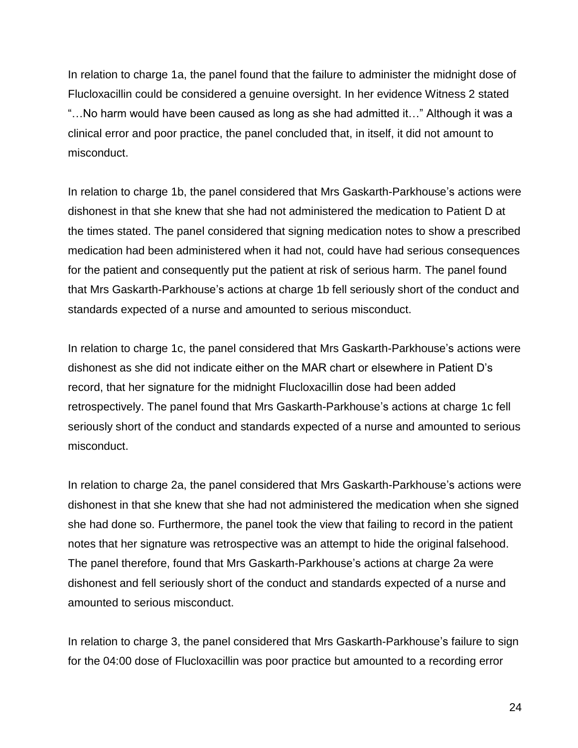In relation to charge 1a, the panel found that the failure to administer the midnight dose of Flucloxacillin could be considered a genuine oversight. In her evidence Witness 2 stated "…No harm would have been caused as long as she had admitted it…" Although it was a clinical error and poor practice, the panel concluded that, in itself, it did not amount to misconduct.

In relation to charge 1b, the panel considered that Mrs Gaskarth-Parkhouse's actions were dishonest in that she knew that she had not administered the medication to Patient D at the times stated. The panel considered that signing medication notes to show a prescribed medication had been administered when it had not, could have had serious consequences for the patient and consequently put the patient at risk of serious harm. The panel found that Mrs Gaskarth-Parkhouse's actions at charge 1b fell seriously short of the conduct and standards expected of a nurse and amounted to serious misconduct.

In relation to charge 1c, the panel considered that Mrs Gaskarth-Parkhouse's actions were dishonest as she did not indicate either on the MAR chart or elsewhere in Patient D's record, that her signature for the midnight Flucloxacillin dose had been added retrospectively. The panel found that Mrs Gaskarth-Parkhouse's actions at charge 1c fell seriously short of the conduct and standards expected of a nurse and amounted to serious misconduct.

In relation to charge 2a, the panel considered that Mrs Gaskarth-Parkhouse's actions were dishonest in that she knew that she had not administered the medication when she signed she had done so. Furthermore, the panel took the view that failing to record in the patient notes that her signature was retrospective was an attempt to hide the original falsehood. The panel therefore, found that Mrs Gaskarth-Parkhouse's actions at charge 2a were dishonest and fell seriously short of the conduct and standards expected of a nurse and amounted to serious misconduct.

In relation to charge 3, the panel considered that Mrs Gaskarth-Parkhouse's failure to sign for the 04:00 dose of Flucloxacillin was poor practice but amounted to a recording error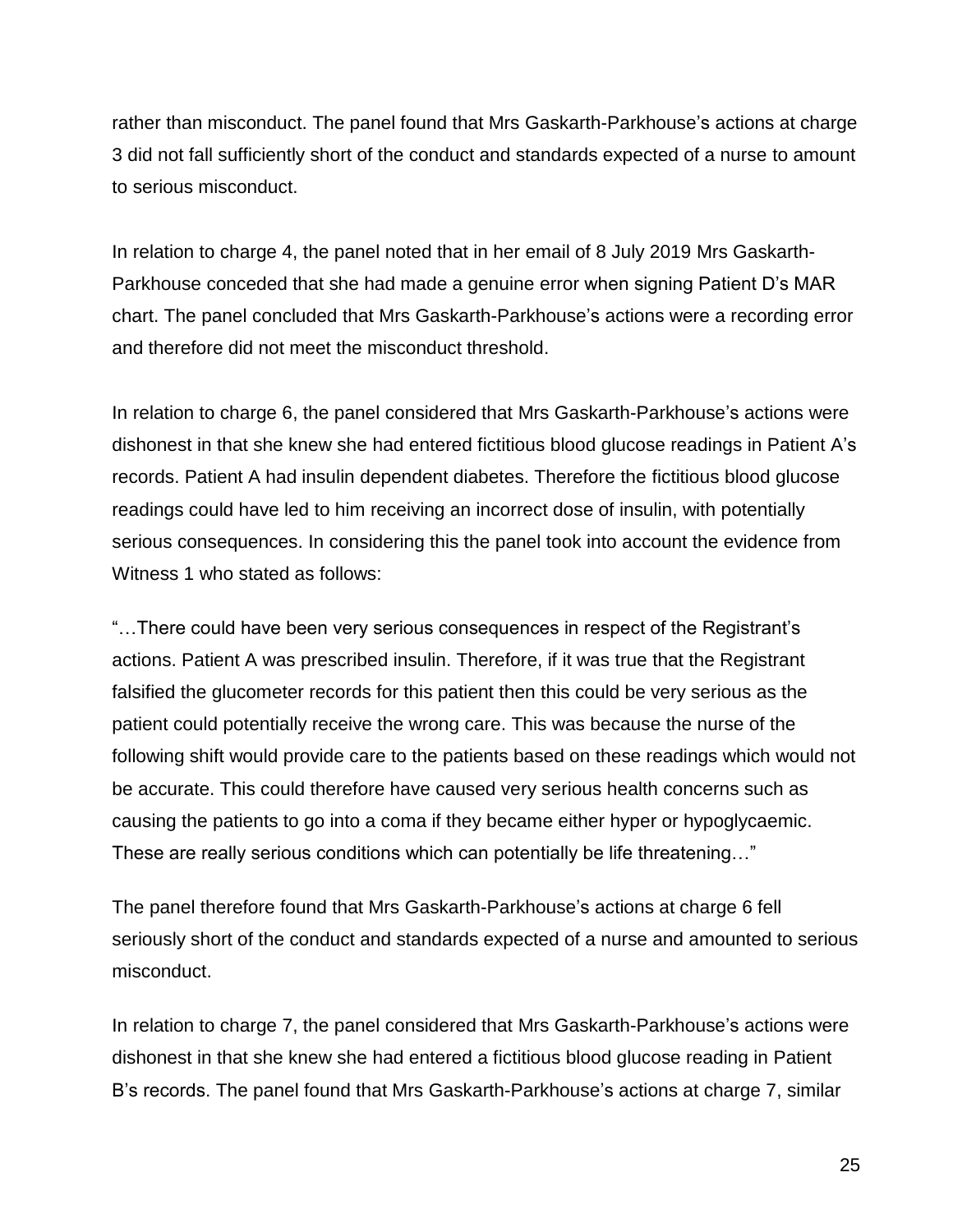rather than misconduct. The panel found that Mrs Gaskarth-Parkhouse's actions at charge 3 did not fall sufficiently short of the conduct and standards expected of a nurse to amount to serious misconduct.

In relation to charge 4, the panel noted that in her email of 8 July 2019 Mrs Gaskarth-Parkhouse conceded that she had made a genuine error when signing Patient D's MAR chart. The panel concluded that Mrs Gaskarth-Parkhouse's actions were a recording error and therefore did not meet the misconduct threshold.

In relation to charge 6, the panel considered that Mrs Gaskarth-Parkhouse's actions were dishonest in that she knew she had entered fictitious blood glucose readings in Patient A's records. Patient A had insulin dependent diabetes. Therefore the fictitious blood glucose readings could have led to him receiving an incorrect dose of insulin, with potentially serious consequences. In considering this the panel took into account the evidence from Witness 1 who stated as follows:

"…There could have been very serious consequences in respect of the Registrant's actions. Patient A was prescribed insulin. Therefore, if it was true that the Registrant falsified the glucometer records for this patient then this could be very serious as the patient could potentially receive the wrong care. This was because the nurse of the following shift would provide care to the patients based on these readings which would not be accurate. This could therefore have caused very serious health concerns such as causing the patients to go into a coma if they became either hyper or hypoglycaemic. These are really serious conditions which can potentially be life threatening…"

The panel therefore found that Mrs Gaskarth-Parkhouse's actions at charge 6 fell seriously short of the conduct and standards expected of a nurse and amounted to serious misconduct.

In relation to charge 7, the panel considered that Mrs Gaskarth-Parkhouse's actions were dishonest in that she knew she had entered a fictitious blood glucose reading in Patient B's records. The panel found that Mrs Gaskarth-Parkhouse's actions at charge 7, similar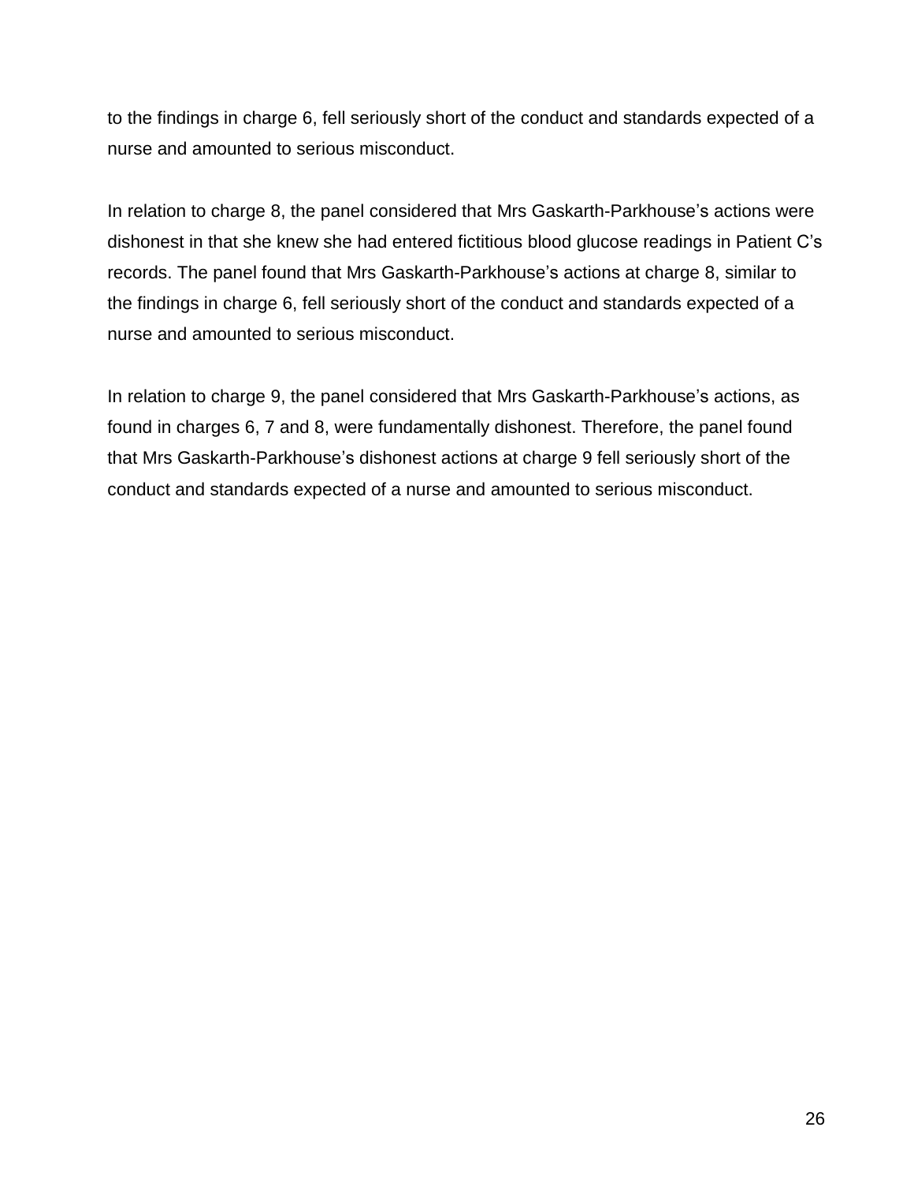to the findings in charge 6, fell seriously short of the conduct and standards expected of a nurse and amounted to serious misconduct.

In relation to charge 8, the panel considered that Mrs Gaskarth-Parkhouse's actions were dishonest in that she knew she had entered fictitious blood glucose readings in Patient C's records. The panel found that Mrs Gaskarth-Parkhouse's actions at charge 8, similar to the findings in charge 6, fell seriously short of the conduct and standards expected of a nurse and amounted to serious misconduct.

In relation to charge 9, the panel considered that Mrs Gaskarth-Parkhouse's actions, as found in charges 6, 7 and 8, were fundamentally dishonest. Therefore, the panel found that Mrs Gaskarth-Parkhouse's dishonest actions at charge 9 fell seriously short of the conduct and standards expected of a nurse and amounted to serious misconduct.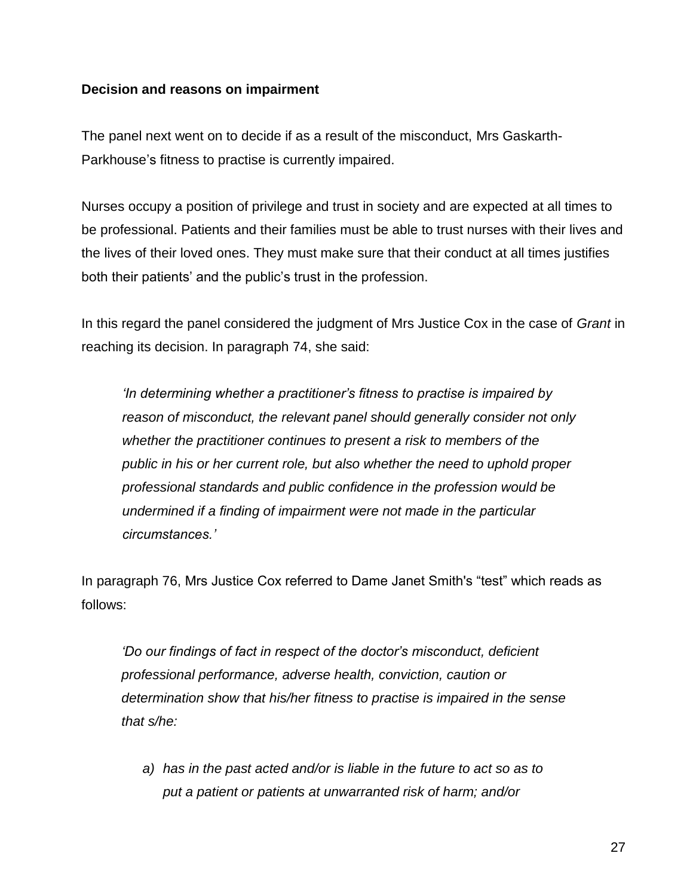**Decision and reasons on impairment**

The panel next went on to decide if as a result of the misconduct, Mrs Gaskarth-Parkhouse's fitness to practise is currently impaired.

Nurses occupy a position of privilege and trust in society and are expected at all times to be professional. Patients and their families must be able to trust nurses with their lives and the lives of their loved ones. They must make sure that their conduct at all times justifies both their patients' and the public's trust in the profession.

In this regard the panel considered the judgment of Mrs Justice Cox in the case of *Grant* in reaching its decision. In paragraph 74, she said:

> *'In determining whether a practitioner's fitness to practise is impaired by reason of misconduct, the relevant panel should generally consider not only whether the practitioner continues to present a risk to members of the public in his or her current role, but also whether the need to uphold proper professional standards and public confidence in the profession would be undermined if a finding of impairment were not made in the particular circumstances.'*

In paragraph 76, Mrs Justice Cox referred to Dame Janet Smith's "test" which reads as follows:

> *'Do our findings of fact in respect of the doctor's misconduct, deficient professional performance, adverse health, conviction, caution or determination show that his/her fitness to practise is impaired in the sense that s/he:*
>
> *a) has in the past acted and/or is liable in the future to act so as to put a patient or patients at unwarranted risk of harm; and/or*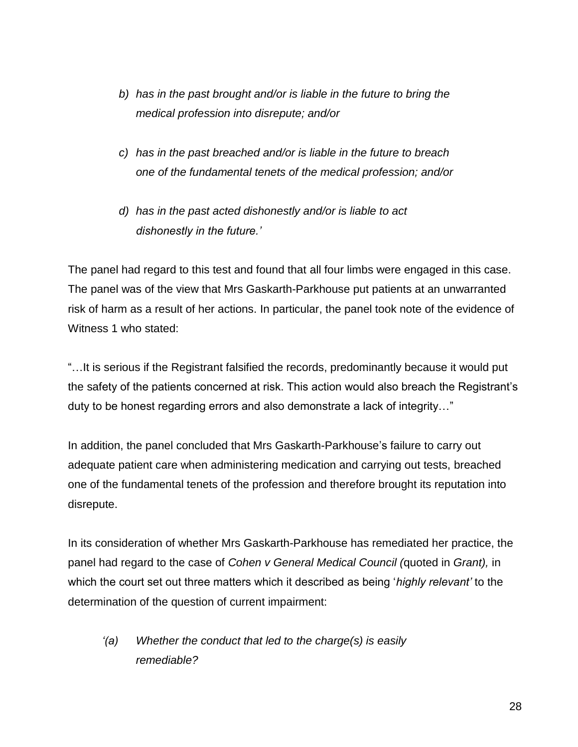> *b) has in the past brought and/or is liable in the future to bring the medical profession into disrepute; and/or*
>
> *c) has in the past breached and/or is liable in the future to breach one of the fundamental tenets of the medical profession; and/or*
>
> *d) has in the past acted dishonestly and/or is liable to act dishonestly in the future.'*

The panel had regard to this test and found that all four limbs were engaged in this case. The panel was of the view that Mrs Gaskarth-Parkhouse put patients at an unwarranted risk of harm as a result of her actions. In particular, the panel took note of the evidence of Witness 1 who stated:

"…It is serious if the Registrant falsified the records, predominantly because it would put the safety of the patients concerned at risk. This action would also breach the Registrant's duty to be honest regarding errors and also demonstrate a lack of integrity…"

In addition, the panel concluded that Mrs Gaskarth-Parkhouse's failure to carry out adequate patient care when administering medication and carrying out tests, breached one of the fundamental tenets of the profession and therefore brought its reputation into disrepute.

In its consideration of whether Mrs Gaskarth-Parkhouse has remediated her practice, the panel had regard to the case of *Cohen v General Medical Council (*quoted in *Grant),* in which the court set out three matters which it described as being '*highly relevant'* to the determination of the question of current impairment:

> *'(a) Whether the conduct that led to the charge(s) is easily remediable?*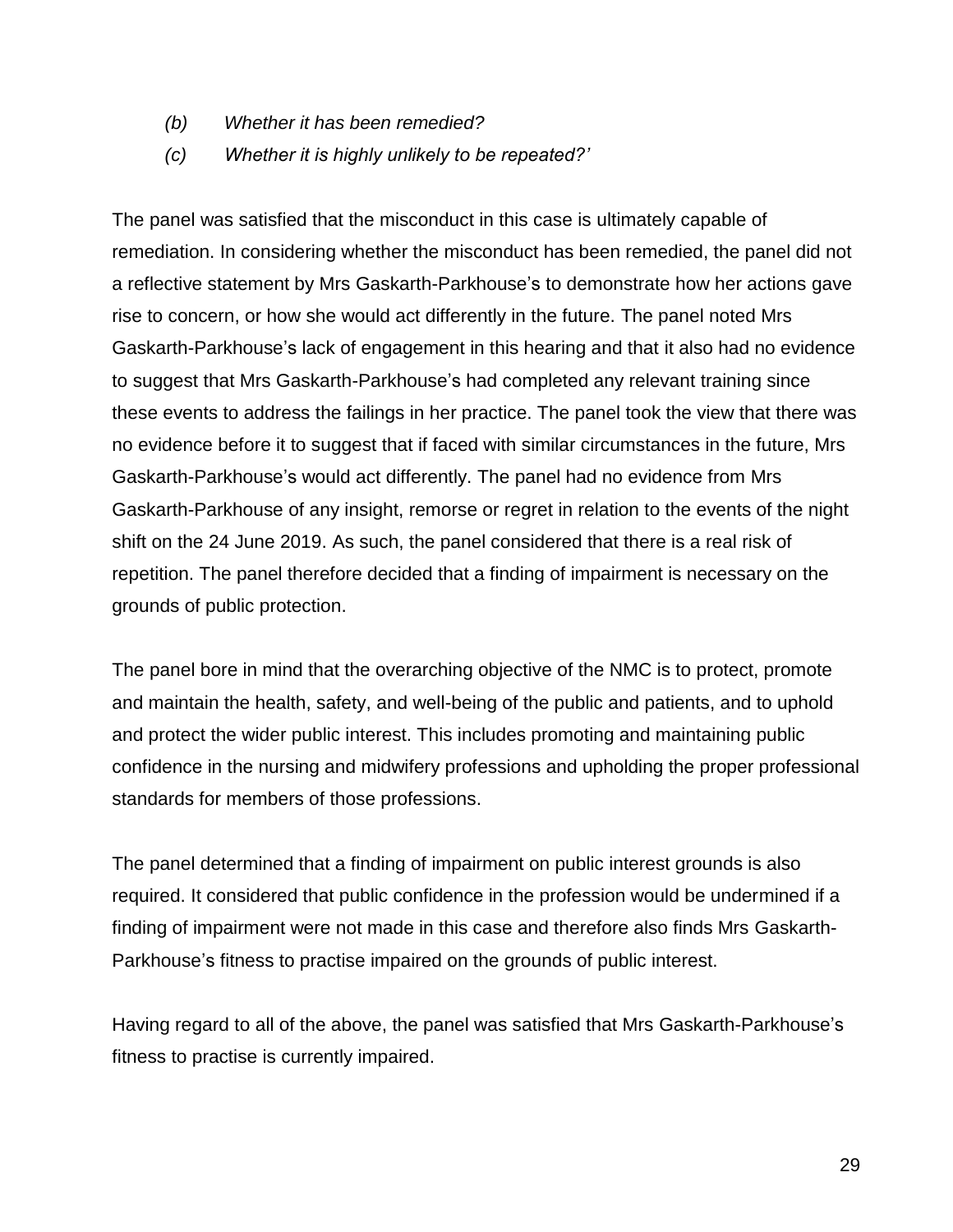*(b) Whether it has been remedied?*

*(c) Whether it is highly unlikely to be repeated?'*

The panel was satisfied that the misconduct in this case is ultimately capable of remediation. In considering whether the misconduct has been remedied, the panel did not a reflective statement by Mrs Gaskarth-Parkhouse's to demonstrate how her actions gave rise to concern, or how she would act differently in the future. The panel noted Mrs Gaskarth-Parkhouse's lack of engagement in this hearing and that it also had no evidence to suggest that Mrs Gaskarth-Parkhouse's had completed any relevant training since these events to address the failings in her practice. The panel took the view that there was no evidence before it to suggest that if faced with similar circumstances in the future, Mrs Gaskarth-Parkhouse's would act differently. The panel had no evidence from Mrs Gaskarth-Parkhouse of any insight, remorse or regret in relation to the events of the night shift on the 24 June 2019. As such, the panel considered that there is a real risk of repetition. The panel therefore decided that a finding of impairment is necessary on the grounds of public protection.

The panel bore in mind that the overarching objective of the NMC is to protect, promote and maintain the health, safety, and well-being of the public and patients, and to uphold and protect the wider public interest. This includes promoting and maintaining public confidence in the nursing and midwifery professions and upholding the proper professional standards for members of those professions.

The panel determined that a finding of impairment on public interest grounds is also required. It considered that public confidence in the profession would be undermined if a finding of impairment were not made in this case and therefore also finds Mrs Gaskarth-Parkhouse's fitness to practise impaired on the grounds of public interest.

Having regard to all of the above, the panel was satisfied that Mrs Gaskarth-Parkhouse's fitness to practise is currently impaired.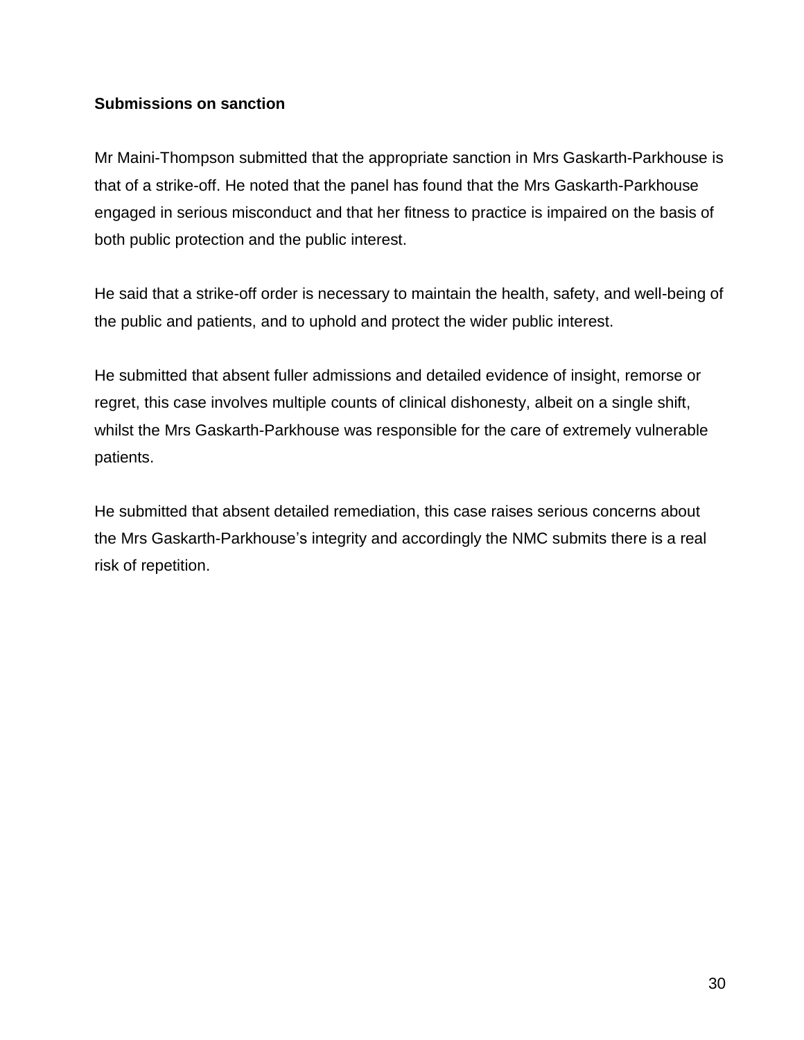**Submissions on sanction**

Mr Maini-Thompson submitted that the appropriate sanction in Mrs Gaskarth-Parkhouse is that of a strike-off. He noted that the panel has found that the Mrs Gaskarth-Parkhouse engaged in serious misconduct and that her fitness to practice is impaired on the basis of both public protection and the public interest.

He said that a strike-off order is necessary to maintain the health, safety, and well-being of the public and patients, and to uphold and protect the wider public interest.

He submitted that absent fuller admissions and detailed evidence of insight, remorse or regret, this case involves multiple counts of clinical dishonesty, albeit on a single shift, whilst the Mrs Gaskarth-Parkhouse was responsible for the care of extremely vulnerable patients.

He submitted that absent detailed remediation, this case raises serious concerns about the Mrs Gaskarth-Parkhouse's integrity and accordingly the NMC submits there is a real risk of repetition.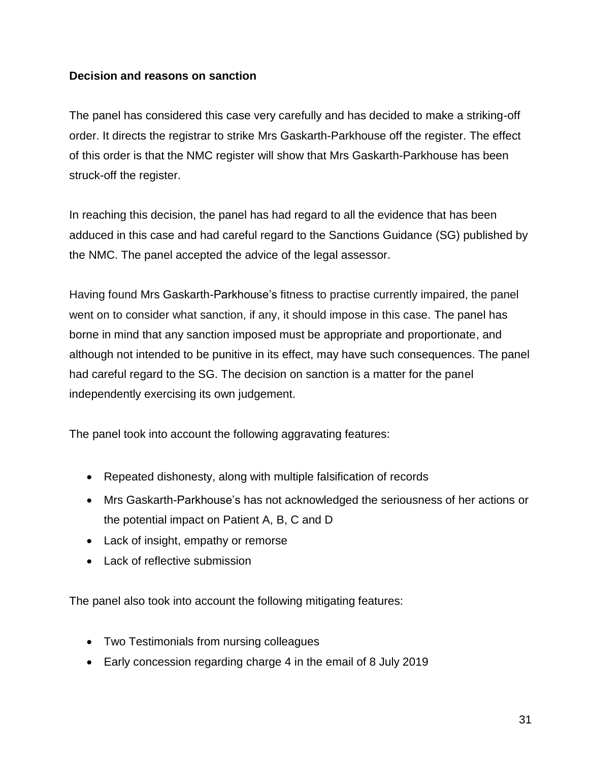**Decision and reasons on sanction**

The panel has considered this case very carefully and has decided to make a striking-off order. It directs the registrar to strike Mrs Gaskarth-Parkhouse off the register. The effect of this order is that the NMC register will show that Mrs Gaskarth-Parkhouse has been struck-off the register.

In reaching this decision, the panel has had regard to all the evidence that has been adduced in this case and had careful regard to the Sanctions Guidance (SG) published by the NMC. The panel accepted the advice of the legal assessor.

Having found Mrs Gaskarth-Parkhouse's fitness to practise currently impaired, the panel went on to consider what sanction, if any, it should impose in this case. The panel has borne in mind that any sanction imposed must be appropriate and proportionate, and although not intended to be punitive in its effect, may have such consequences. The panel had careful regard to the SG. The decision on sanction is a matter for the panel independently exercising its own judgement.

The panel took into account the following aggravating features:

- Repeated dishonesty, along with multiple falsification of records
- Mrs Gaskarth-Parkhouse's has not acknowledged the seriousness of her actions or the potential impact on Patient A, B, C and D
- Lack of insight, empathy or remorse
- Lack of reflective submission

The panel also took into account the following mitigating features:

- Two Testimonials from nursing colleagues
- Early concession regarding charge 4 in the email of 8 July 2019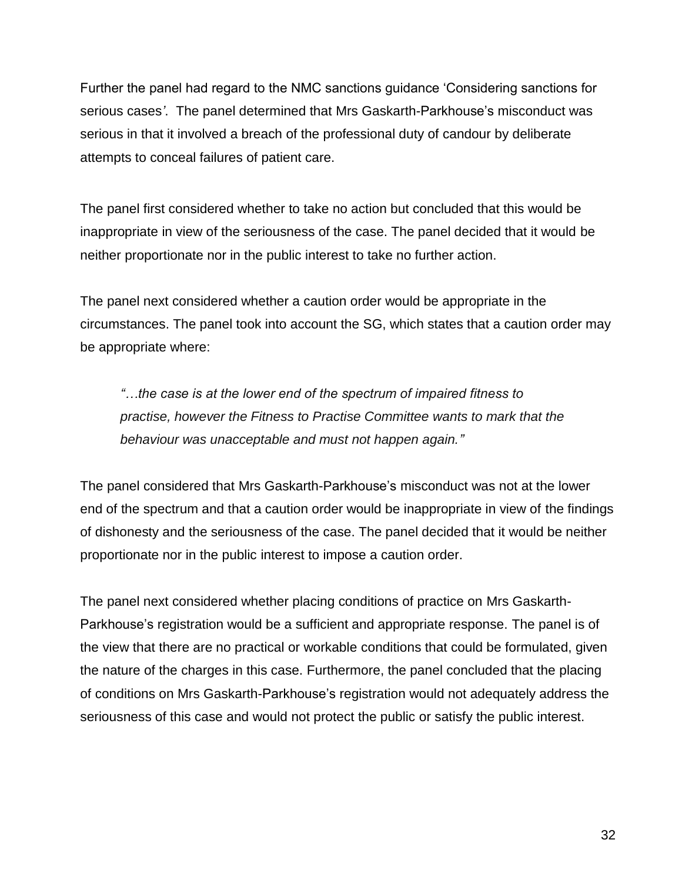Further the panel had regard to the NMC sanctions guidance 'Considering sanctions for serious cases*'*. The panel determined that Mrs Gaskarth-Parkhouse's misconduct was serious in that it involved a breach of the professional duty of candour by deliberate attempts to conceal failures of patient care.

The panel first considered whether to take no action but concluded that this would be inappropriate in view of the seriousness of the case. The panel decided that it would be neither proportionate nor in the public interest to take no further action.

The panel next considered whether a caution order would be appropriate in the circumstances. The panel took into account the SG, which states that a caution order may be appropriate where:

> *"…the case is at the lower end of the spectrum of impaired fitness to practise, however the Fitness to Practise Committee wants to mark that the behaviour was unacceptable and must not happen again."*

The panel considered that Mrs Gaskarth-Parkhouse's misconduct was not at the lower end of the spectrum and that a caution order would be inappropriate in view of the findings of dishonesty and the seriousness of the case. The panel decided that it would be neither proportionate nor in the public interest to impose a caution order.

The panel next considered whether placing conditions of practice on Mrs Gaskarth-Parkhouse's registration would be a sufficient and appropriate response. The panel is of the view that there are no practical or workable conditions that could be formulated, given the nature of the charges in this case. Furthermore, the panel concluded that the placing of conditions on Mrs Gaskarth-Parkhouse's registration would not adequately address the seriousness of this case and would not protect the public or satisfy the public interest.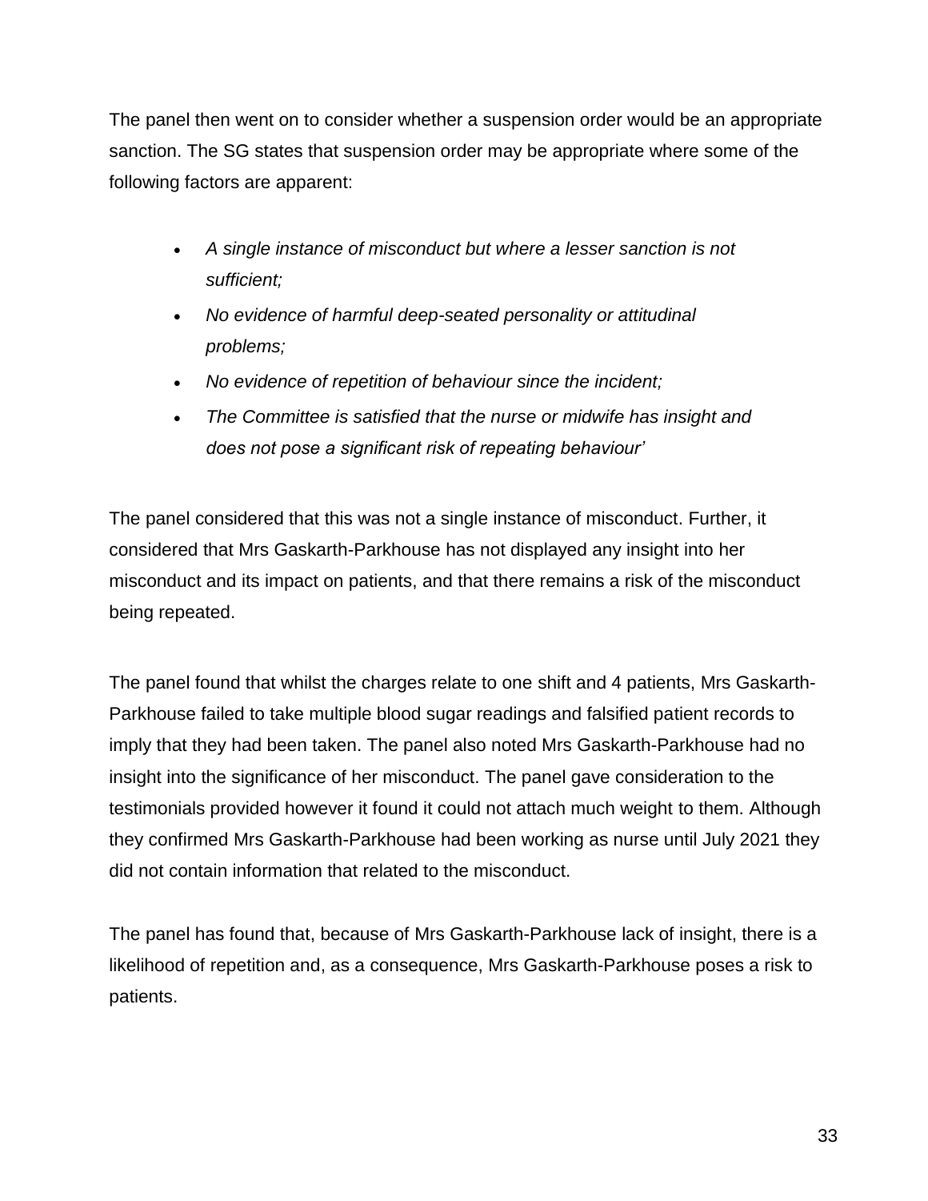The panel then went on to consider whether a suspension order would be an appropriate sanction. The SG states that suspension order may be appropriate where some of the following factors are apparent:

- *A single instance of misconduct but where a lesser sanction is not sufficient;*
- *No evidence of harmful deep-seated personality or attitudinal problems;*
- *No evidence of repetition of behaviour since the incident;*
- *The Committee is satisfied that the nurse or midwife has insight and does not pose a significant risk of repeating behaviour'*

The panel considered that this was not a single instance of misconduct. Further, it considered that Mrs Gaskarth-Parkhouse has not displayed any insight into her misconduct and its impact on patients, and that there remains a risk of the misconduct being repeated.

The panel found that whilst the charges relate to one shift and 4 patients, Mrs Gaskarth-Parkhouse failed to take multiple blood sugar readings and falsified patient records to imply that they had been taken. The panel also noted Mrs Gaskarth-Parkhouse had no insight into the significance of her misconduct. The panel gave consideration to the testimonials provided however it found it could not attach much weight to them. Although they confirmed Mrs Gaskarth-Parkhouse had been working as nurse until July 2021 they did not contain information that related to the misconduct.

The panel has found that, because of Mrs Gaskarth-Parkhouse lack of insight, there is a likelihood of repetition and, as a consequence, Mrs Gaskarth-Parkhouse poses a risk to patients.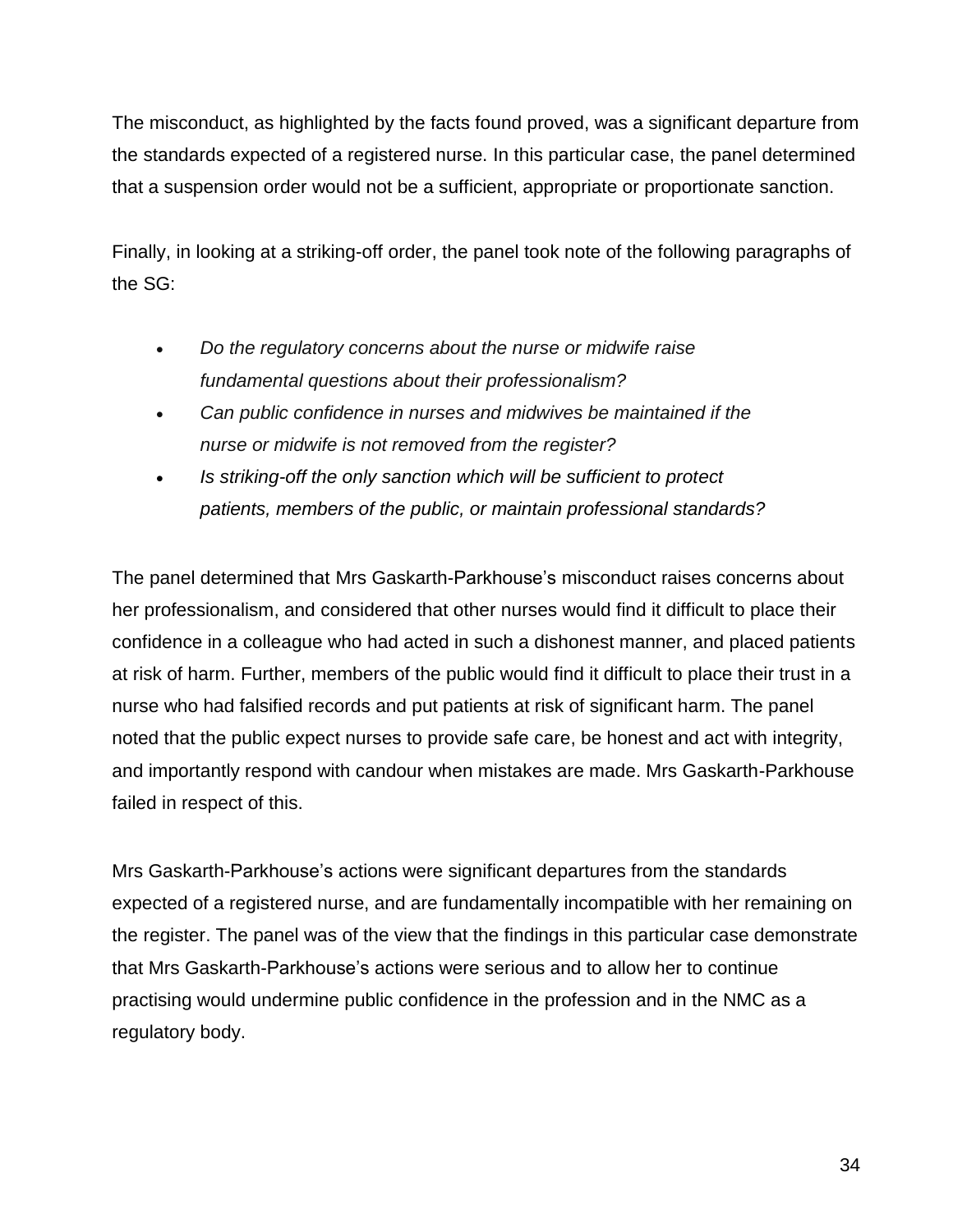The misconduct, as highlighted by the facts found proved, was a significant departure from the standards expected of a registered nurse. In this particular case, the panel determined that a suspension order would not be a sufficient, appropriate or proportionate sanction.

Finally, in looking at a striking-off order, the panel took note of the following paragraphs of the SG:

- *Do the regulatory concerns about the nurse or midwife raise fundamental questions about their professionalism?*
- *Can public confidence in nurses and midwives be maintained if the nurse or midwife is not removed from the register?*
- *Is striking-off the only sanction which will be sufficient to protect patients, members of the public, or maintain professional standards?*

The panel determined that Mrs Gaskarth-Parkhouse's misconduct raises concerns about her professionalism, and considered that other nurses would find it difficult to place their confidence in a colleague who had acted in such a dishonest manner, and placed patients at risk of harm. Further, members of the public would find it difficult to place their trust in a nurse who had falsified records and put patients at risk of significant harm. The panel noted that the public expect nurses to provide safe care, be honest and act with integrity, and importantly respond with candour when mistakes are made. Mrs Gaskarth-Parkhouse failed in respect of this.

Mrs Gaskarth-Parkhouse's actions were significant departures from the standards expected of a registered nurse, and are fundamentally incompatible with her remaining on the register. The panel was of the view that the findings in this particular case demonstrate that Mrs Gaskarth-Parkhouse's actions were serious and to allow her to continue practising would undermine public confidence in the profession and in the NMC as a regulatory body.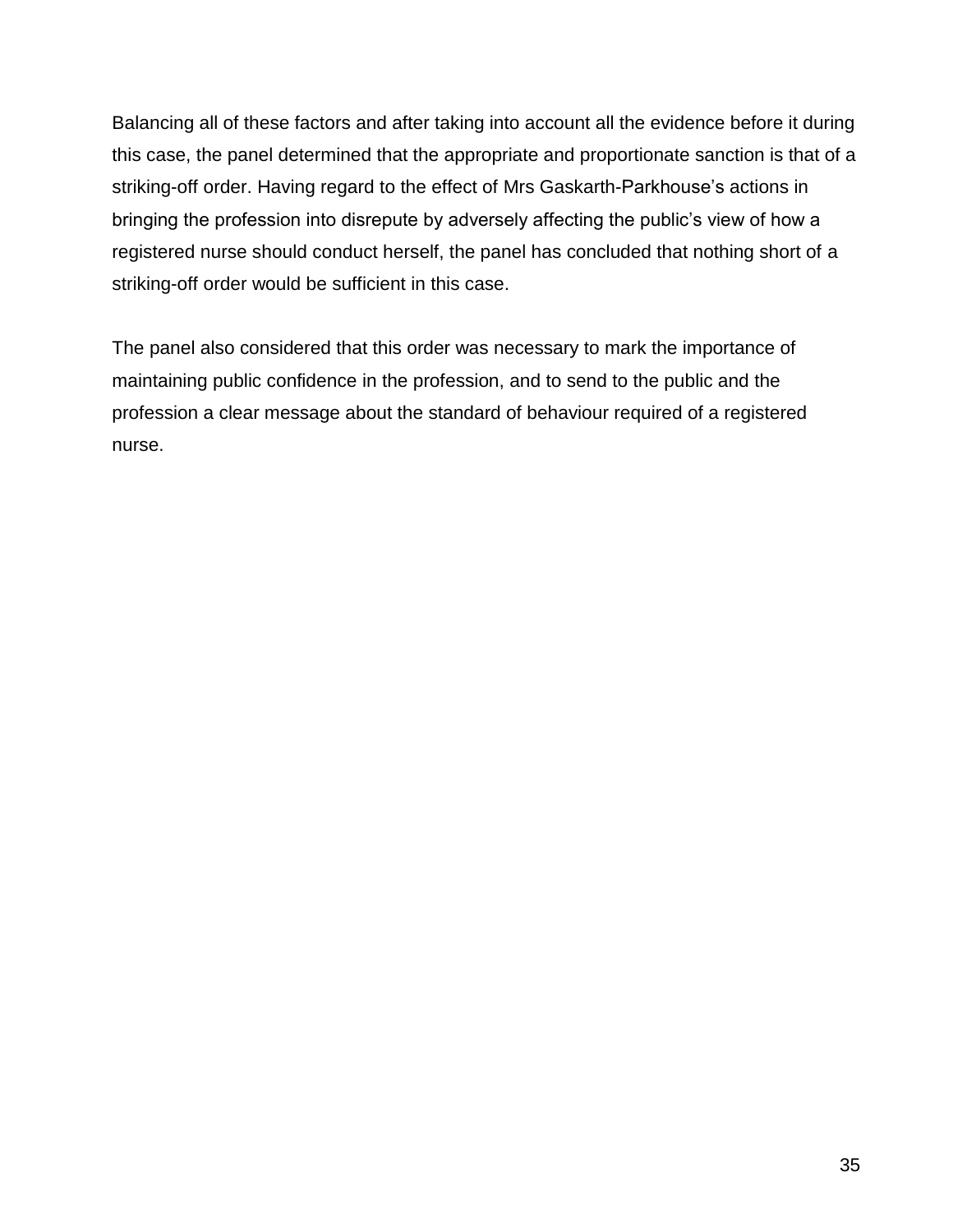Balancing all of these factors and after taking into account all the evidence before it during this case, the panel determined that the appropriate and proportionate sanction is that of a striking-off order. Having regard to the effect of Mrs Gaskarth-Parkhouse's actions in bringing the profession into disrepute by adversely affecting the public's view of how a registered nurse should conduct herself, the panel has concluded that nothing short of a striking-off order would be sufficient in this case.

The panel also considered that this order was necessary to mark the importance of maintaining public confidence in the profession, and to send to the public and the profession a clear message about the standard of behaviour required of a registered nurse.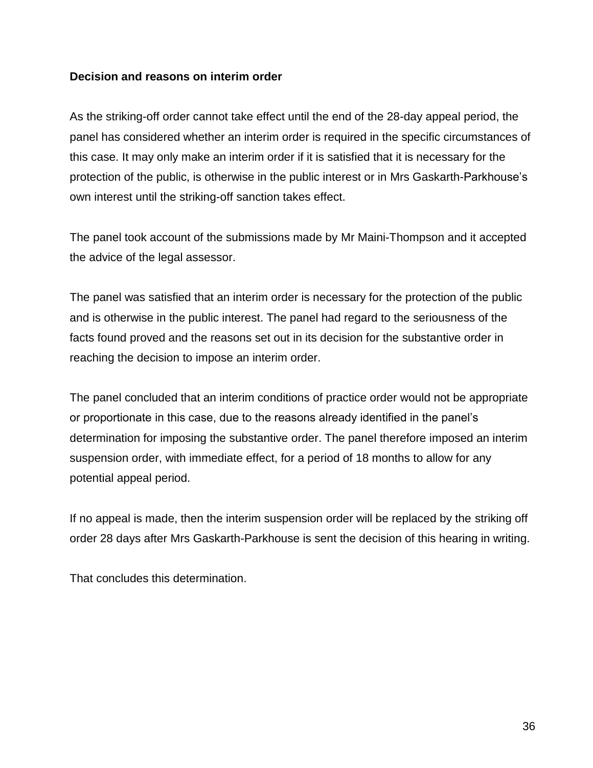**Decision and reasons on interim order**

As the striking-off order cannot take effect until the end of the 28-day appeal period, the panel has considered whether an interim order is required in the specific circumstances of this case. It may only make an interim order if it is satisfied that it is necessary for the protection of the public, is otherwise in the public interest or in Mrs Gaskarth-Parkhouse's own interest until the striking-off sanction takes effect.

The panel took account of the submissions made by Mr Maini-Thompson and it accepted the advice of the legal assessor.

The panel was satisfied that an interim order is necessary for the protection of the public and is otherwise in the public interest. The panel had regard to the seriousness of the facts found proved and the reasons set out in its decision for the substantive order in reaching the decision to impose an interim order.

The panel concluded that an interim conditions of practice order would not be appropriate or proportionate in this case, due to the reasons already identified in the panel's determination for imposing the substantive order. The panel therefore imposed an interim suspension order, with immediate effect, for a period of 18 months to allow for any potential appeal period.

If no appeal is made, then the interim suspension order will be replaced by the striking off order 28 days after Mrs Gaskarth-Parkhouse is sent the decision of this hearing in writing.

That concludes this determination.